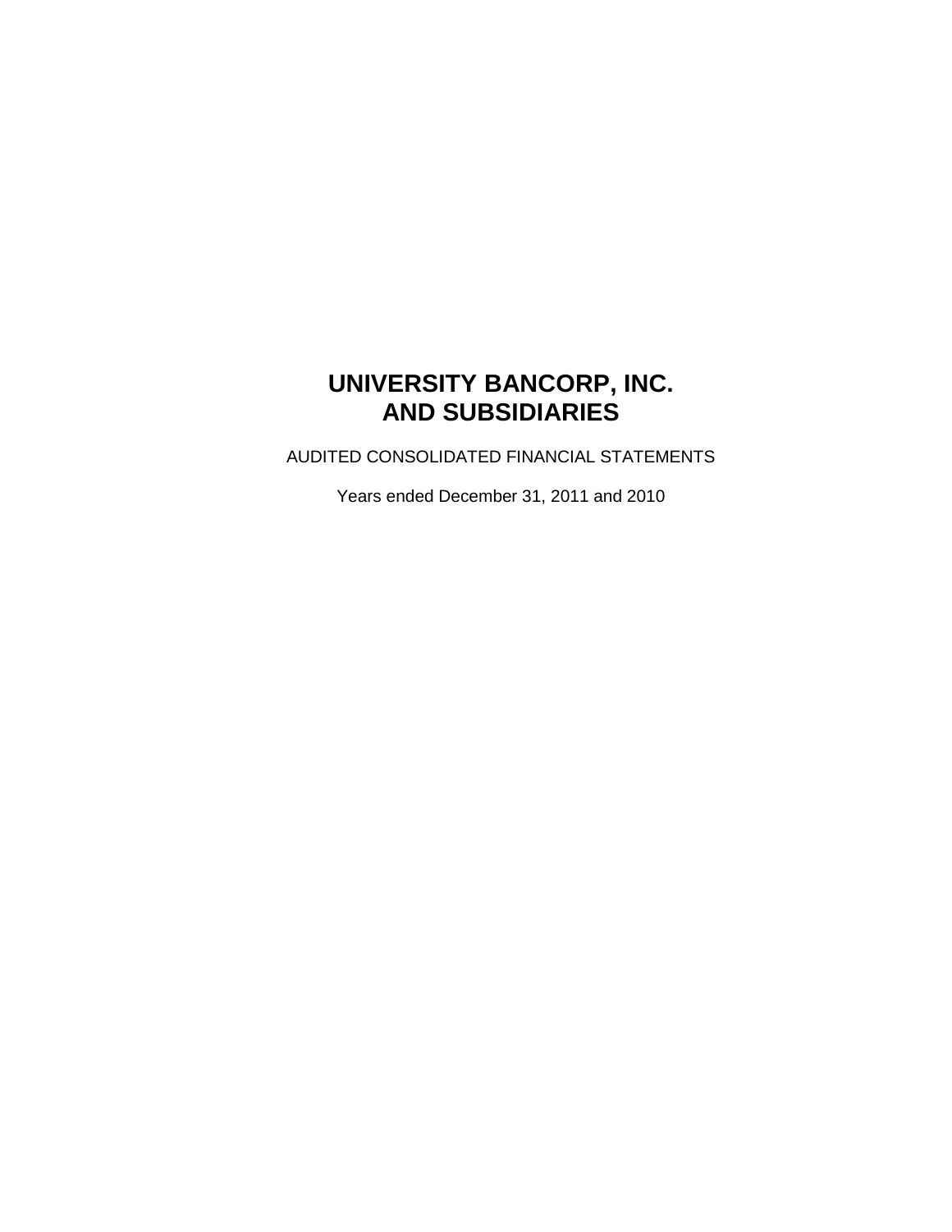# UNIVERSITY BANCORP, INC.
# AND SUBSIDIARIES

AUDITED CONSOLIDATED FINANCIAL STATEMENTS

Years ended December 31, 2011 and 2010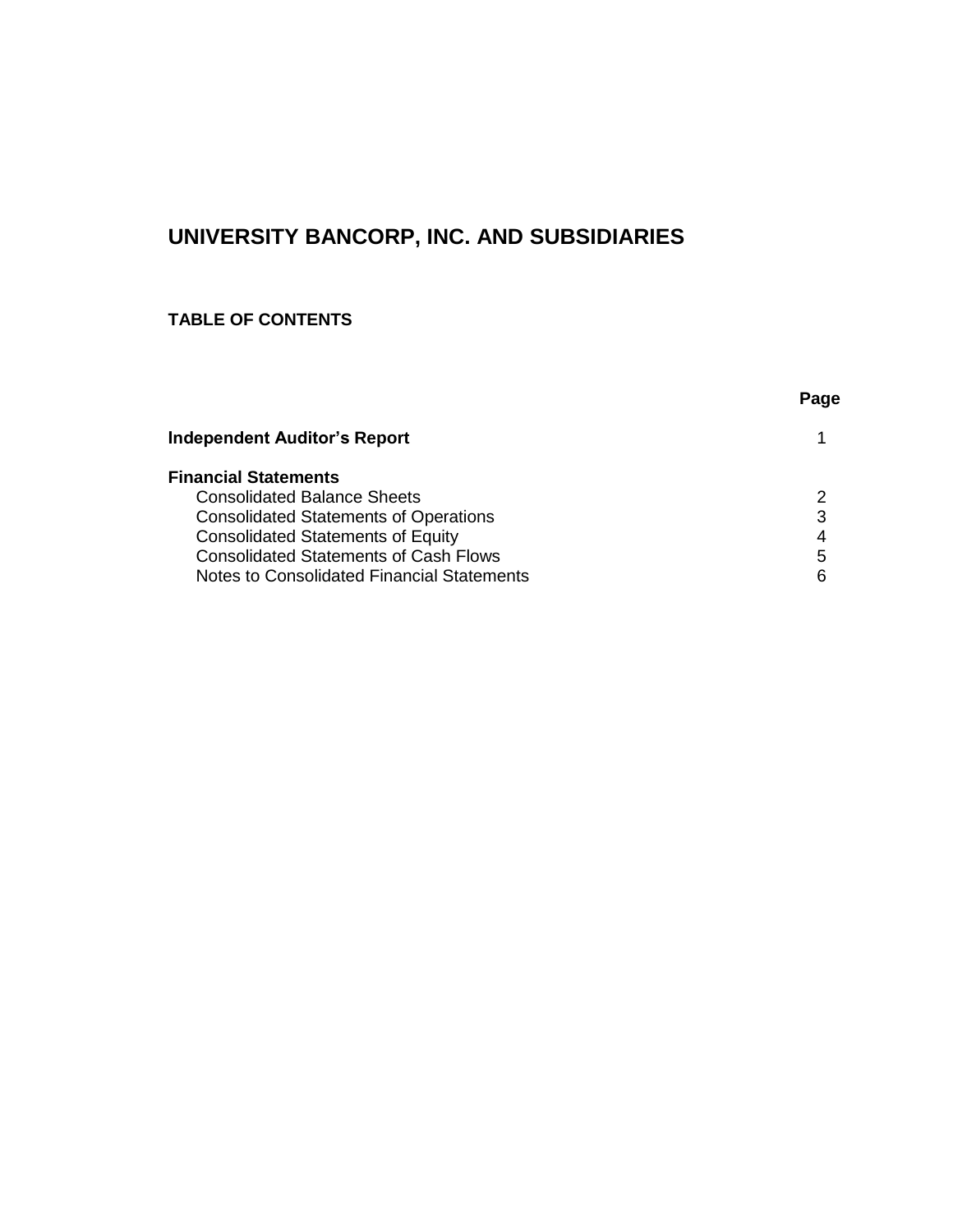# UNIVERSITY BANCORP, INC. AND SUBSIDIARIES

## TABLE OF CONTENTS

| | Page |
|---|---|
| **Independent Auditor's Report** | 1 |
| **Financial Statements** | |
| Consolidated Balance Sheets | 2 |
| Consolidated Statements of Operations | 3 |
| Consolidated Statements of Equity | 4 |
| Consolidated Statements of Cash Flows | 5 |
| Notes to Consolidated Financial Statements | 6 |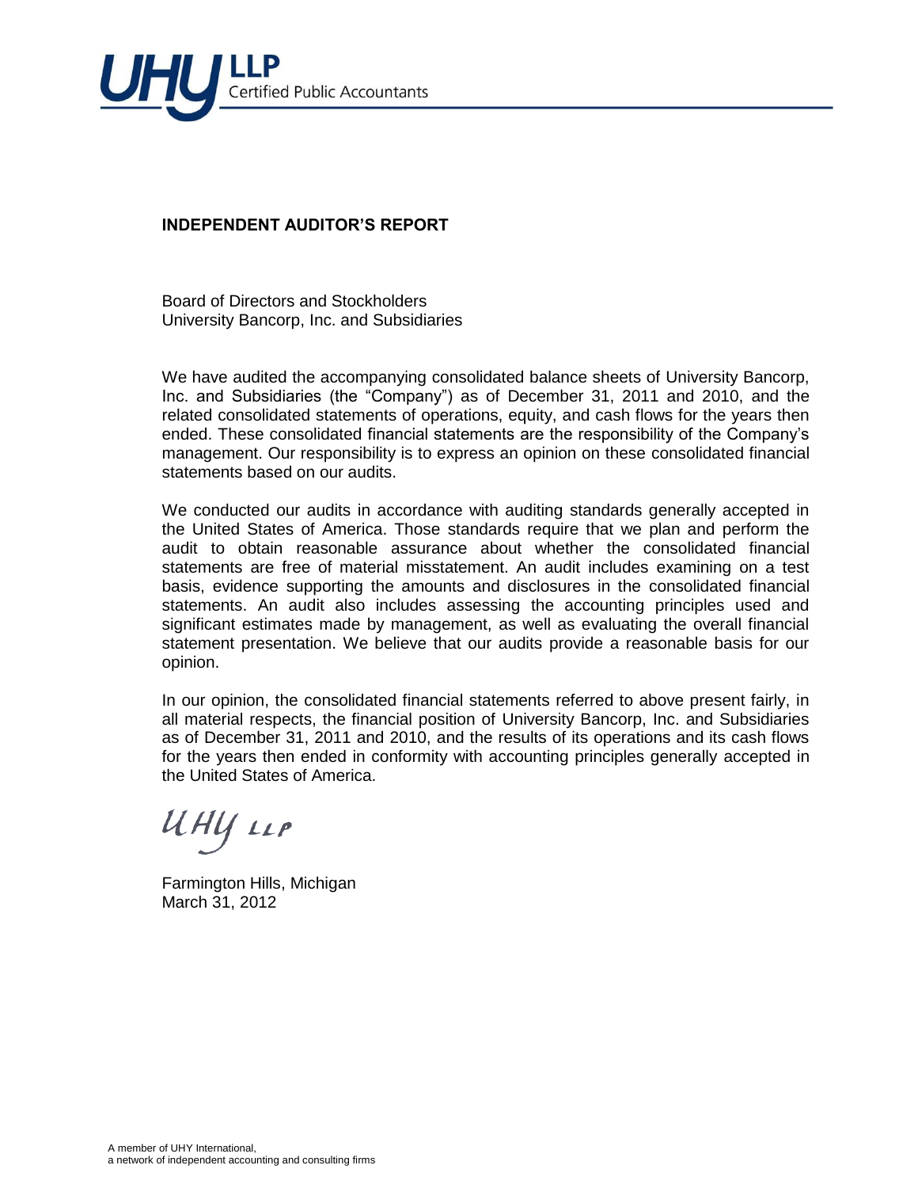UHY LLP
Certified Public Accountants

## INDEPENDENT AUDITOR'S REPORT

Board of Directors and Stockholders
University Bancorp, Inc. and Subsidiaries

We have audited the accompanying consolidated balance sheets of University Bancorp, Inc. and Subsidiaries (the "Company") as of December 31, 2011 and 2010, and the related consolidated statements of operations, equity, and cash flows for the years then ended. These consolidated financial statements are the responsibility of the Company's management. Our responsibility is to express an opinion on these consolidated financial statements based on our audits.

We conducted our audits in accordance with auditing standards generally accepted in the United States of America. Those standards require that we plan and perform the audit to obtain reasonable assurance about whether the consolidated financial statements are free of material misstatement. An audit includes examining on a test basis, evidence supporting the amounts and disclosures in the consolidated financial statements. An audit also includes assessing the accounting principles used and significant estimates made by management, as well as evaluating the overall financial statement presentation. We believe that our audits provide a reasonable basis for our opinion.

In our opinion, the consolidated financial statements referred to above present fairly, in all material respects, the financial position of University Bancorp, Inc. and Subsidiaries as of December 31, 2011 and 2010, and the results of its operations and its cash flows for the years then ended in conformity with accounting principles generally accepted in the United States of America.

UHY LLP

Farmington Hills, Michigan
March 31, 2012

A member of UHY International,
a network of independent accounting and consulting firms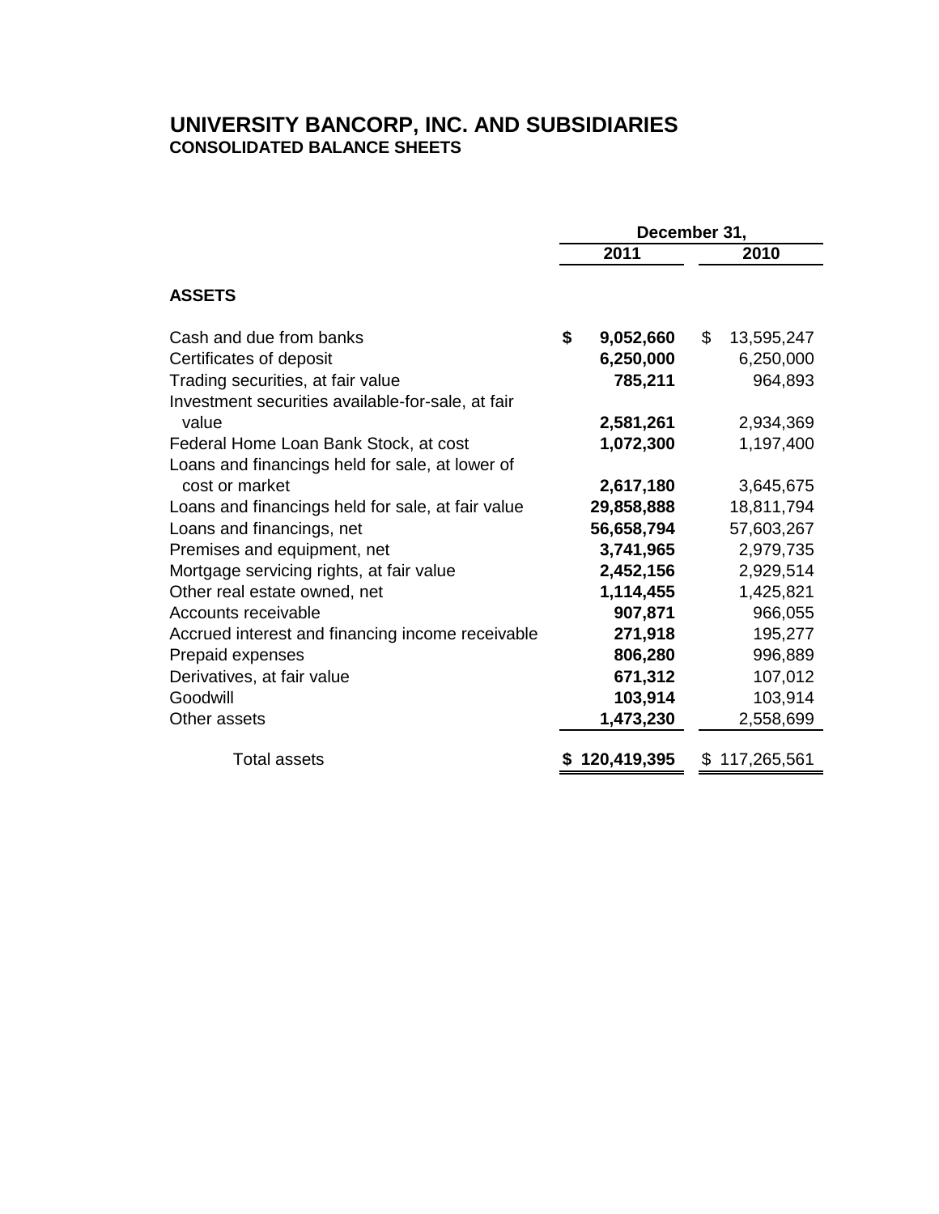# UNIVERSITY BANCORP, INC. AND SUBSIDIARIES
## CONSOLIDATED BALANCE SHEETS

| | December 31, | |
|---|---|---|
| | **2011** | **2010** |
| **ASSETS** | | |
| Cash and due from banks | **$ 9,052,660** | $ 13,595,247 |
| Certificates of deposit | **6,250,000** | 6,250,000 |
| Trading securities, at fair value | **785,211** | 964,893 |
| Investment securities available-for-sale, at fair value | **2,581,261** | 2,934,369 |
| Federal Home Loan Bank Stock, at cost | **1,072,300** | 1,197,400 |
| Loans and financings held for sale, at lower of cost or market | **2,617,180** | 3,645,675 |
| Loans and financings held for sale, at fair value | **29,858,888** | 18,811,794 |
| Loans and financings, net | **56,658,794** | 57,603,267 |
| Premises and equipment, net | **3,741,965** | 2,979,735 |
| Mortgage servicing rights, at fair value | **2,452,156** | 2,929,514 |
| Other real estate owned, net | **1,114,455** | 1,425,821 |
| Accounts receivable | **907,871** | 966,055 |
| Accrued interest and financing income receivable | **271,918** | 195,277 |
| Prepaid expenses | **806,280** | 996,889 |
| Derivatives, at fair value | **671,312** | 107,012 |
| Goodwill | **103,914** | 103,914 |
| Other assets | **1,473,230** | 2,558,699 |
| Total assets | **$ 120,419,395** | $ 117,265,561 |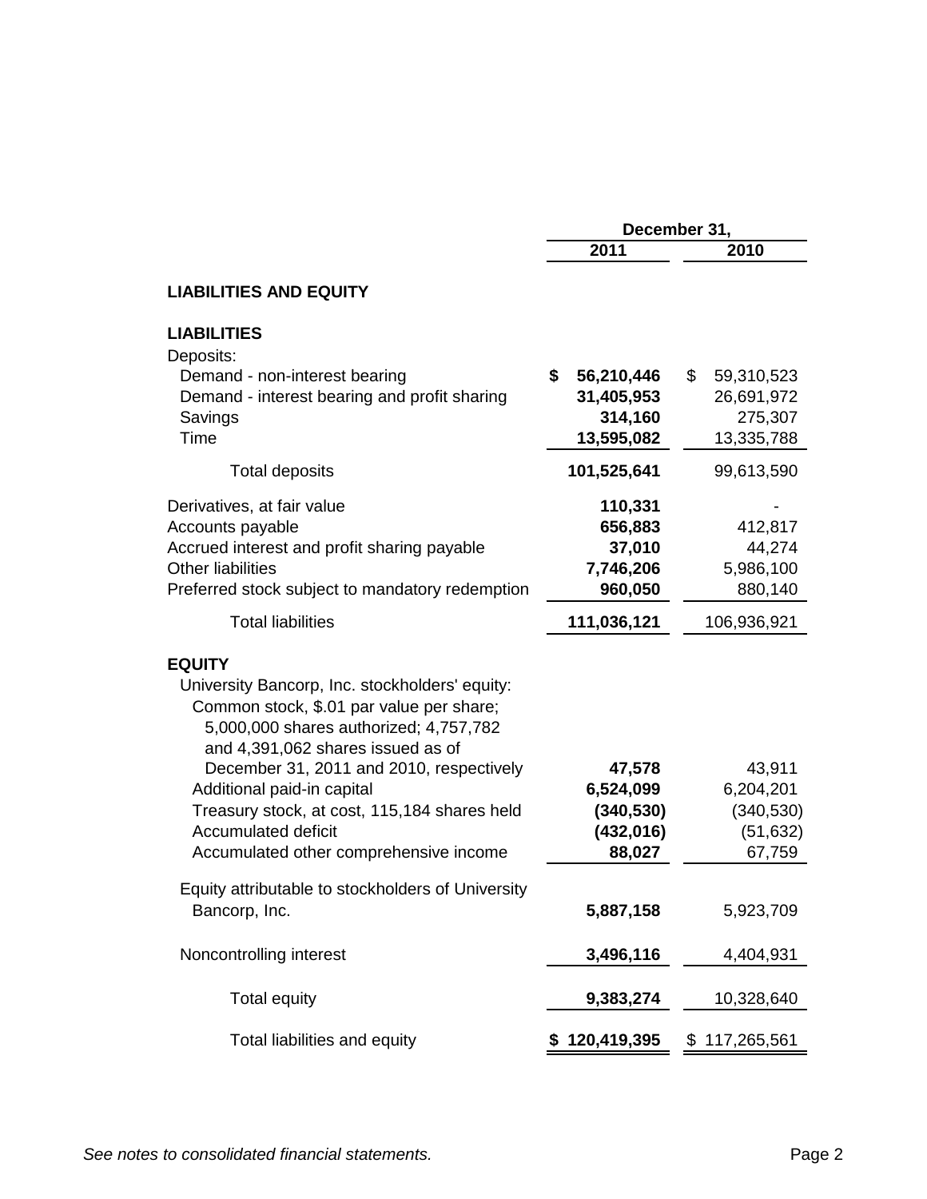| | December 31, | |
|---|---|---|
| | **2011** | 2010 |
| **LIABILITIES AND EQUITY** | | |
| **LIABILITIES** | | |
| Deposits: | | |
| Demand - non-interest bearing | **$ 56,210,446** | $ 59,310,523 |
| Demand - interest bearing and profit sharing | **31,405,953** | 26,691,972 |
| Savings | **314,160** | 275,307 |
| Time | **13,595,082** | 13,335,788 |
| Total deposits | **101,525,641** | 99,613,590 |
| Derivatives, at fair value | **110,331** | - |
| Accounts payable | **656,883** | 412,817 |
| Accrued interest and profit sharing payable | **37,010** | 44,274 |
| Other liabilities | **7,746,206** | 5,986,100 |
| Preferred stock subject to mandatory redemption | **960,050** | 880,140 |
| Total liabilities | **111,036,121** | 106,936,921 |
| **EQUITY** | | |
| University Bancorp, Inc. stockholders' equity: | | |
| Common stock, $.01 par value per share; 5,000,000 shares authorized; 4,757,782 and 4,391,062 shares issued as of December 31, 2011 and 2010, respectively | **47,578** | 43,911 |
| Additional paid-in capital | **6,524,099** | 6,204,201 |
| Treasury stock, at cost, 115,184 shares held | **(340,530)** | (340,530) |
| Accumulated deficit | **(432,016)** | (51,632) |
| Accumulated other comprehensive income | **88,027** | 67,759 |
| Equity attributable to stockholders of University Bancorp, Inc. | **5,887,158** | 5,923,709 |
| Noncontrolling interest | **3,496,116** | 4,404,931 |
| Total equity | **9,383,274** | 10,328,640 |
| Total liabilities and equity | **$ 120,419,395** | $ 117,265,561 |

*See notes to consolidated financial statements.*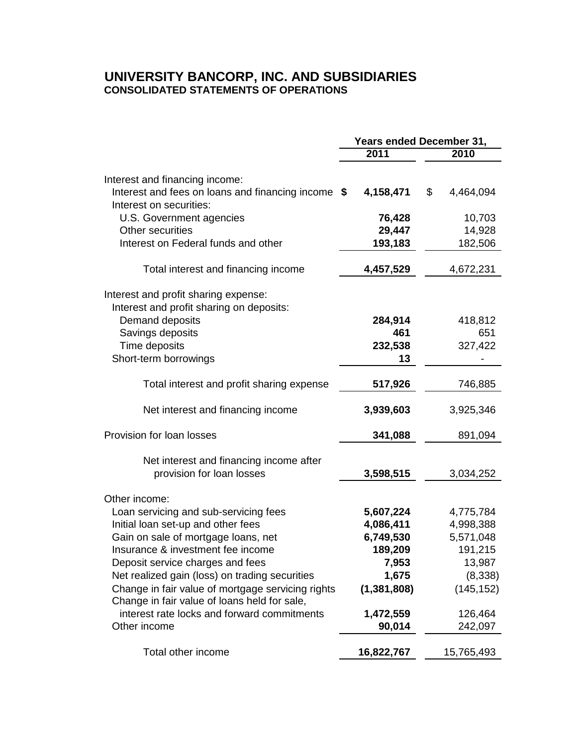# UNIVERSITY BANCORP, INC. AND SUBSIDIARIES
## CONSOLIDATED STATEMENTS OF OPERATIONS

| | Years ended December 31, | |
|---|---|---|
| | **2011** | **2010** |
| Interest and financing income: | | |
| Interest and fees on loans and financing income | **$ 4,158,471** | $ 4,464,094 |
| Interest on securities: | | |
| U.S. Government agencies | **76,428** | 10,703 |
| Other securities | **29,447** | 14,928 |
| Interest on Federal funds and other | **193,183** | 182,506 |
| Total interest and financing income | **4,457,529** | 4,672,231 |
| Interest and profit sharing expense: | | |
| Interest and profit sharing on deposits: | | |
| Demand deposits | **284,914** | 418,812 |
| Savings deposits | **461** | 651 |
| Time deposits | **232,538** | 327,422 |
| Short-term borrowings | **13** | - |
| Total interest and profit sharing expense | **517,926** | 746,885 |
| Net interest and financing income | **3,939,603** | 3,925,346 |
| Provision for loan losses | **341,088** | 891,094 |
| Net interest and financing income after provision for loan losses | **3,598,515** | 3,034,252 |
| Other income: | | |
| Loan servicing and sub-servicing fees | **5,607,224** | 4,775,784 |
| Initial loan set-up and other fees | **4,086,411** | 4,998,388 |
| Gain on sale of mortgage loans, net | **6,749,530** | 5,571,048 |
| Insurance & investment fee income | **189,209** | 191,215 |
| Deposit service charges and fees | **7,953** | 13,987 |
| Net realized gain (loss) on trading securities | **1,675** | (8,338) |
| Change in fair value of mortgage servicing rights | **(1,381,808)** | (145,152) |
| Change in fair value of loans held for sale, interest rate locks and forward commitments | **1,472,559** | 126,464 |
| Other income | **90,014** | 242,097 |
| Total other income | **16,822,767** | 15,765,493 |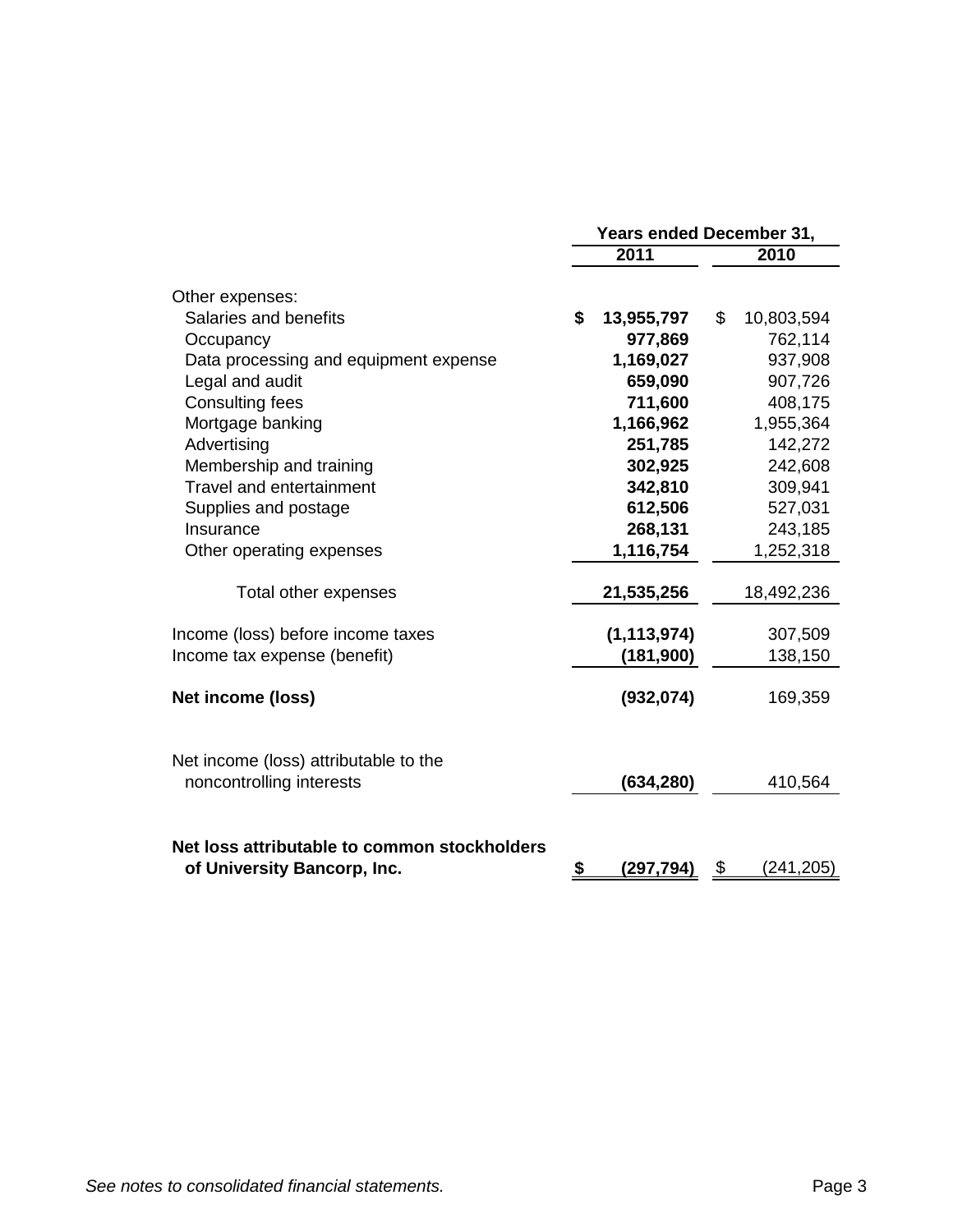| | Years ended December 31, | |
| --- | --- | --- |
| | **2011** | **2010** |
| Other expenses: | | |
| Salaries and benefits | **$ 13,955,797** | $ 10,803,594 |
| Occupancy | **977,869** | 762,114 |
| Data processing and equipment expense | **1,169,027** | 937,908 |
| Legal and audit | **659,090** | 907,726 |
| Consulting fees | **711,600** | 408,175 |
| Mortgage banking | **1,166,962** | 1,955,364 |
| Advertising | **251,785** | 142,272 |
| Membership and training | **302,925** | 242,608 |
| Travel and entertainment | **342,810** | 309,941 |
| Supplies and postage | **612,506** | 527,031 |
| Insurance | **268,131** | 243,185 |
| Other operating expenses | **1,116,754** | 1,252,318 |
| Total other expenses | **21,535,256** | 18,492,236 |
| Income (loss) before income taxes | **(1,113,974)** | 307,509 |
| Income tax expense (benefit) | **(181,900)** | 138,150 |
| **Net income (loss)** | **(932,074)** | 169,359 |
| Net income (loss) attributable to the noncontrolling interests | **(634,280)** | 410,564 |
| **Net loss attributable to common stockholders of University Bancorp, Inc.** | **$ (297,794)** | $ (241,205) |

*See notes to consolidated financial statements.*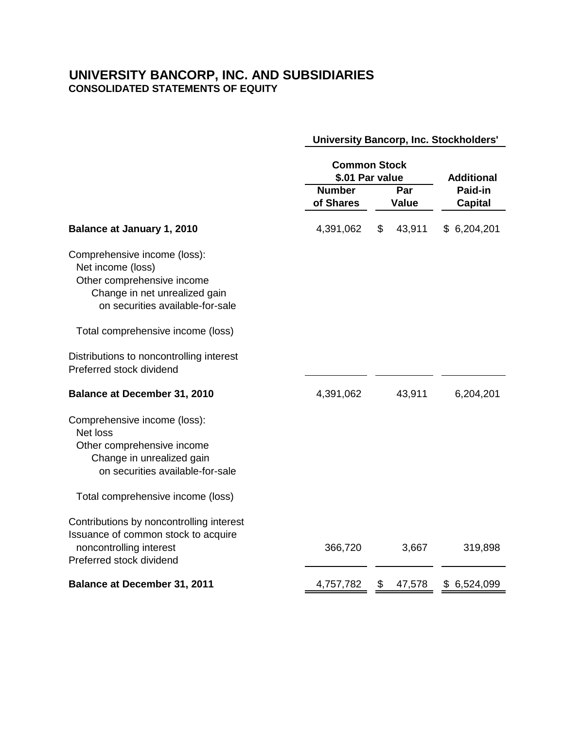# UNIVERSITY BANCORP, INC. AND SUBSIDIARIES

## CONSOLIDATED STATEMENTS OF EQUITY

| | University Bancorp, Inc. Stockholders' | | |
|---|---|---|---|
| | Common Stock $.01 Par value | | Additional |
| | Number of Shares | Par Value | Paid-in Capital |
| **Balance at January 1, 2010** | 4,391,062 | $ 43,911 | $ 6,204,201 |
| Comprehensive income (loss): | | | |
| Net income (loss) | | | |
| Other comprehensive income | | | |
| Change in net unrealized gain on securities available-for-sale | | | |
| Total comprehensive income (loss) | | | |
| Distributions to noncontrolling interest | | | |
| Preferred stock dividend | | | |
| **Balance at December 31, 2010** | 4,391,062 | 43,911 | 6,204,201 |
| Comprehensive income (loss): | | | |
| Net loss | | | |
| Other comprehensive income | | | |
| Change in unrealized gain on securities available-for-sale | | | |
| Total comprehensive income (loss) | | | |
| Contributions by noncontrolling interest | | | |
| Issuance of common stock to acquire noncontrolling interest | 366,720 | 3,667 | 319,898 |
| Preferred stock dividend | | | |
| **Balance at December 31, 2011** | 4,757,782 | $ 47,578 | $ 6,524,099 |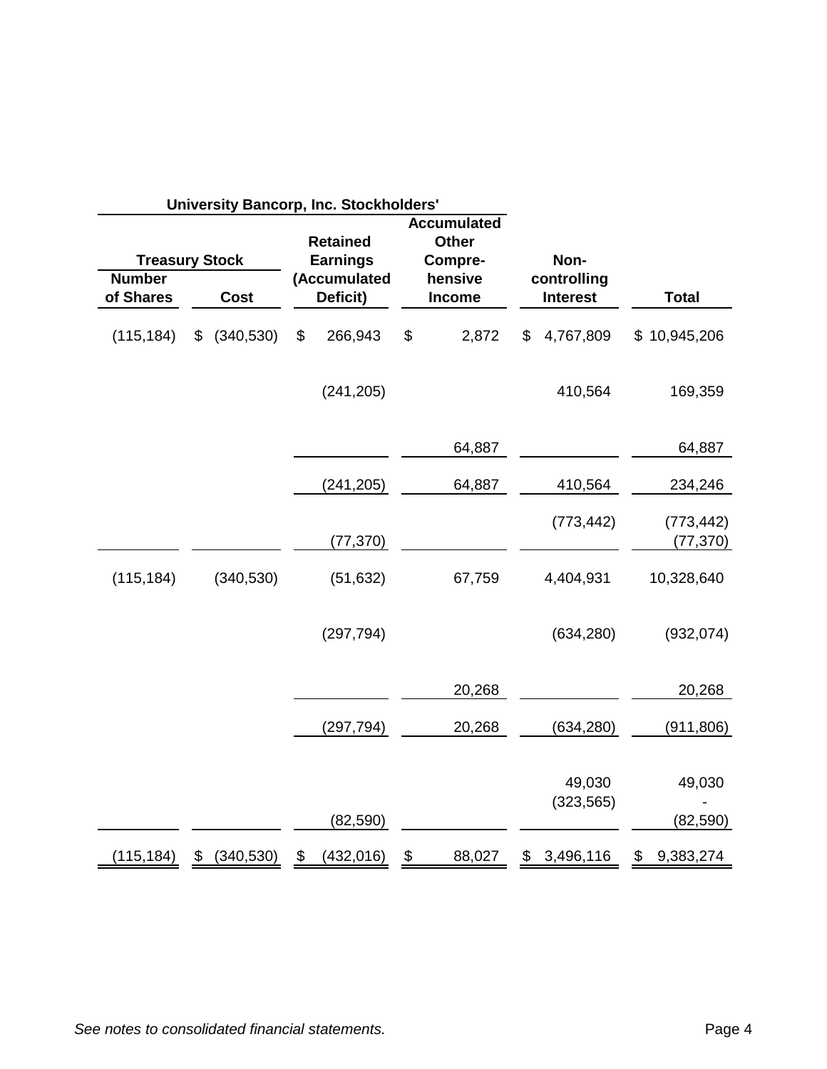| University Bancorp, Inc. Stockholders' | | | | | | |
|---|---|---|---|---|---|---|
| Treasury Stock | | Retained Earnings (Accumulated Deficit) | Accumulated Other Compre-hensive Income | Non-controlling Interest | Total |
| Number of Shares | Cost | | | | |
| (115,184) | $ (340,530) | $ 266,943 | $ 2,872 | $ 4,767,809 | $ 10,945,206 |
| | | (241,205) | | 410,564 | 169,359 |
| | | | 64,887 | | 64,887 |
| | | (241,205) | 64,887 | 410,564 | 234,246 |
| | | | | (773,442) | (773,442) |
| | | (77,370) | | | (77,370) |
| (115,184) | (340,530) | (51,632) | 67,759 | 4,404,931 | 10,328,640 |
| | | (297,794) | | (634,280) | (932,074) |
| | | | 20,268 | | 20,268 |
| | | (297,794) | 20,268 | (634,280) | (911,806) |
| | | | | 49,030 | 49,030 |
| | | | | (323,565) | - |
| | | (82,590) | | | (82,590) |
| (115,184) | $ (340,530) | $ (432,016) | $ 88,027 | $ 3,496,116 | $ 9,383,274 |

*See notes to consolidated financial statements.*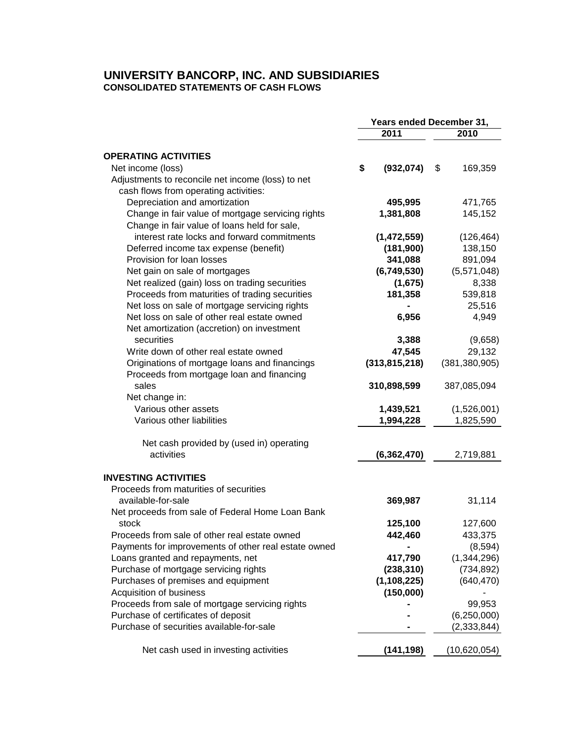# UNIVERSITY BANCORP, INC. AND SUBSIDIARIES
**CONSOLIDATED STATEMENTS OF CASH FLOWS**

| | Years ended December 31, | |
|---|---|---|
| | **2011** | **2010** |
| **OPERATING ACTIVITIES** | | |
| Net income (loss) | **$ (932,074)** | $ 169,359 |
| Adjustments to reconcile net income (loss) to net cash flows from operating activities: | | |
| Depreciation and amortization | **495,995** | 471,765 |
| Change in fair value of mortgage servicing rights | **1,381,808** | 145,152 |
| Change in fair value of loans held for sale, interest rate locks and forward commitments | **(1,472,559)** | (126,464) |
| Deferred income tax expense (benefit) | **(181,900)** | 138,150 |
| Provision for loan losses | **341,088** | 891,094 |
| Net gain on sale of mortgages | **(6,749,530)** | (5,571,048) |
| Net realized (gain) loss on trading securities | **(1,675)** | 8,338 |
| Proceeds from maturities of trading securities | **181,358** | 539,818 |
| Net loss on sale of mortgage servicing rights | **-** | 25,516 |
| Net loss on sale of other real estate owned | **6,956** | 4,949 |
| Net amortization (accretion) on investment securities | **3,388** | (9,658) |
| Write down of other real estate owned | **47,545** | 29,132 |
| Originations of mortgage loans and financings | **(313,815,218)** | (381,380,905) |
| Proceeds from mortgage loan and financing sales | **310,898,599** | 387,085,094 |
| Net change in: | | |
| Various other assets | **1,439,521** | (1,526,001) |
| Various other liabilities | **1,994,228** | 1,825,590 |
| Net cash provided by (used in) operating activities | **(6,362,470)** | 2,719,881 |
| **INVESTING ACTIVITIES** | | |
| Proceeds from maturities of securities available-for-sale | **369,987** | 31,114 |
| Net proceeds from sale of Federal Home Loan Bank stock | **125,100** | 127,600 |
| Proceeds from sale of other real estate owned | **442,460** | 433,375 |
| Payments for improvements of other real estate owned | **-** | (8,594) |
| Loans granted and repayments, net | **417,790** | (1,344,296) |
| Purchase of mortgage servicing rights | **(238,310)** | (734,892) |
| Purchases of premises and equipment | **(1,108,225)** | (640,470) |
| Acquisition of business | **(150,000)** | - |
| Proceeds from sale of mortgage servicing rights | **-** | 99,953 |
| Purchase of certificates of deposit | **-** | (6,250,000) |
| Purchase of securities available-for-sale | **-** | (2,333,844) |
| Net cash used in investing activities | **(141,198)** | (10,620,054) |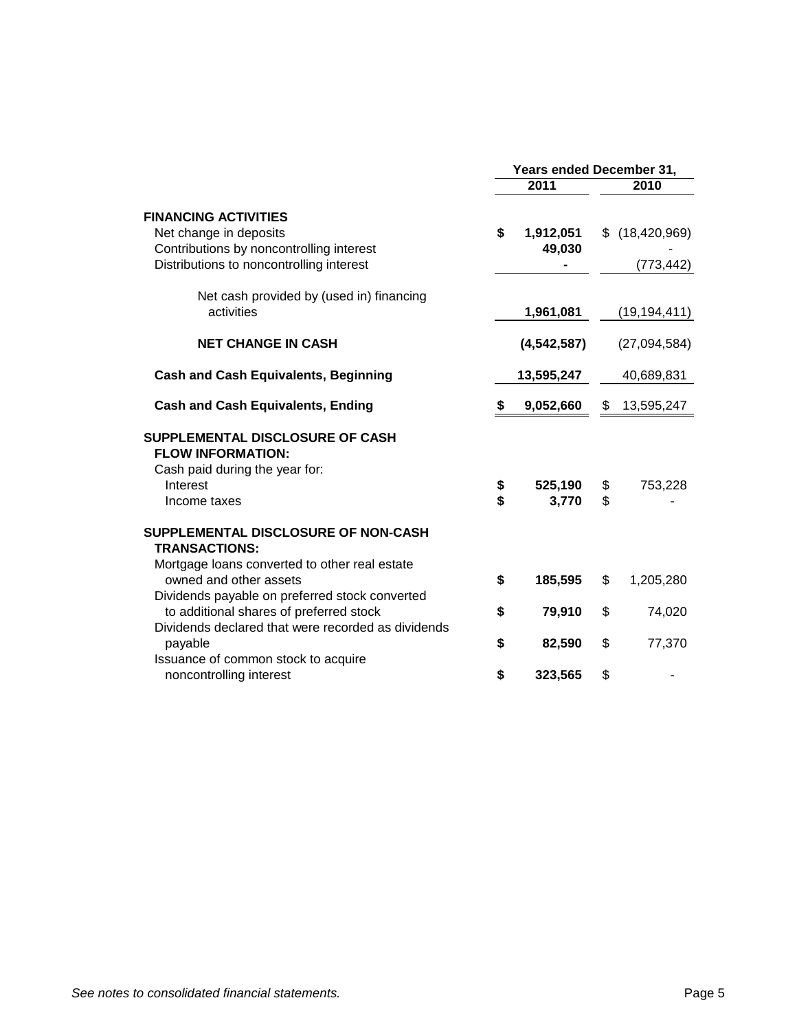| | Years ended December 31, | |
|---|---|---|
| | **2011** | **2010** |
| **FINANCING ACTIVITIES** | | |
| Net change in deposits | **$ 1,912,051** | $ (18,420,969) |
| Contributions by noncontrolling interest | **49,030** | - |
| Distributions to noncontrolling interest | **-** | (773,442) |
| Net cash provided by (used in) financing activities | **1,961,081** | (19,194,411) |
| **NET CHANGE IN CASH** | **(4,542,587)** | (27,094,584) |
| **Cash and Cash Equivalents, Beginning** | **13,595,247** | 40,689,831 |
| **Cash and Cash Equivalents, Ending** | **$ 9,052,660** | $ 13,595,247 |
| **SUPPLEMENTAL DISCLOSURE OF CASH FLOW INFORMATION:** | | |
| Cash paid during the year for: | | |
| Interest | **$ 525,190** | $ 753,228 |
| Income taxes | **$ 3,770** | $ - |
| **SUPPLEMENTAL DISCLOSURE OF NON-CASH TRANSACTIONS:** | | |
| Mortgage loans converted to other real estate owned and other assets | **$ 185,595** | $ 1,205,280 |
| Dividends payable on preferred stock converted to additional shares of preferred stock | **$ 79,910** | $ 74,020 |
| Dividends declared that were recorded as dividends payable | **$ 82,590** | $ 77,370 |
| Issuance of common stock to acquire noncontrolling interest | **$ 323,565** | $ - |

*See notes to consolidated financial statements.*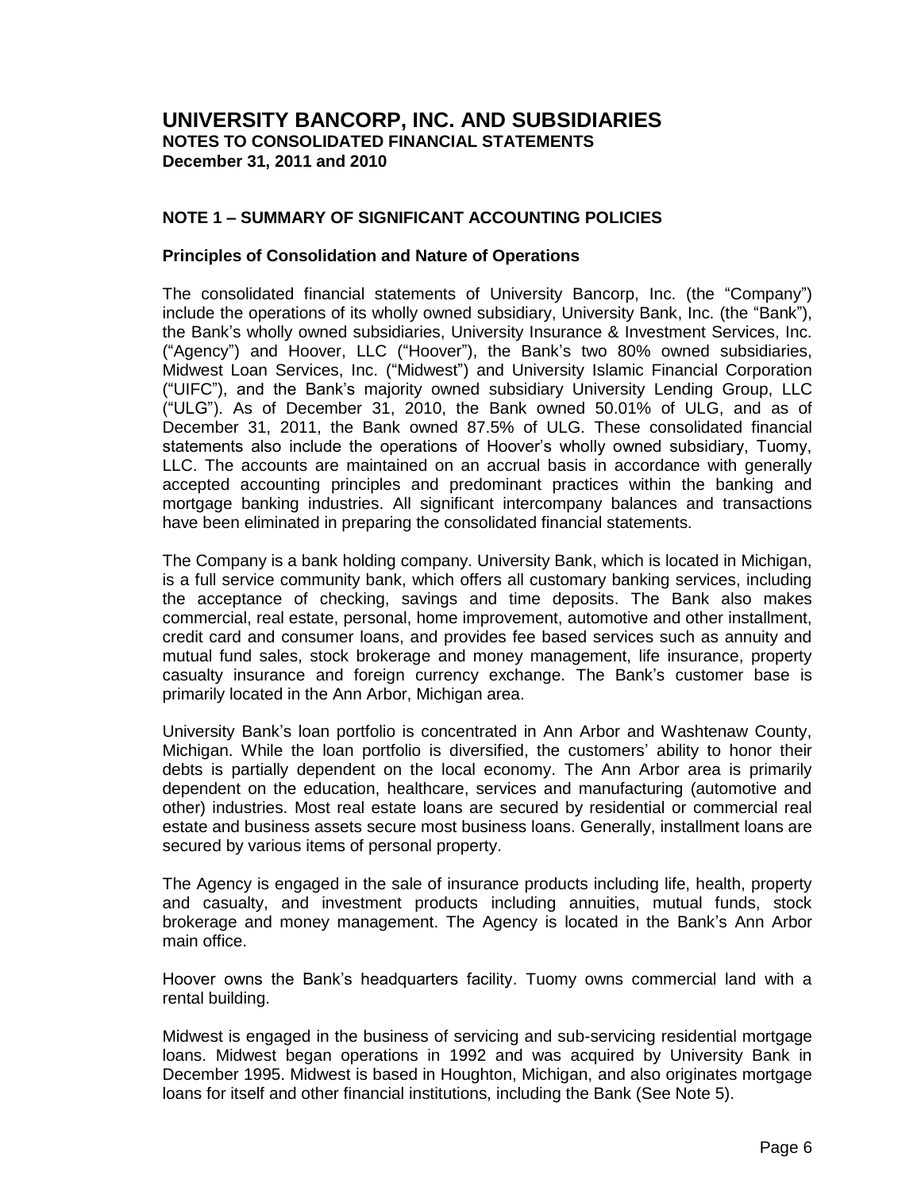# UNIVERSITY BANCORP, INC. AND SUBSIDIARIES

**NOTES TO CONSOLIDATED FINANCIAL STATEMENTS**
**December 31, 2011 and 2010**

## NOTE 1 – SUMMARY OF SIGNIFICANT ACCOUNTING POLICIES

### Principles of Consolidation and Nature of Operations

The consolidated financial statements of University Bancorp, Inc. (the "Company") include the operations of its wholly owned subsidiary, University Bank, Inc. (the "Bank"), the Bank's wholly owned subsidiaries, University Insurance & Investment Services, Inc. ("Agency") and Hoover, LLC ("Hoover"), the Bank's two 80% owned subsidiaries, Midwest Loan Services, Inc. ("Midwest") and University Islamic Financial Corporation ("UIFC"), and the Bank's majority owned subsidiary University Lending Group, LLC ("ULG"). As of December 31, 2010, the Bank owned 50.01% of ULG, and as of December 31, 2011, the Bank owned 87.5% of ULG. These consolidated financial statements also include the operations of Hoover's wholly owned subsidiary, Tuomy, LLC. The accounts are maintained on an accrual basis in accordance with generally accepted accounting principles and predominant practices within the banking and mortgage banking industries. All significant intercompany balances and transactions have been eliminated in preparing the consolidated financial statements.

The Company is a bank holding company. University Bank, which is located in Michigan, is a full service community bank, which offers all customary banking services, including the acceptance of checking, savings and time deposits. The Bank also makes commercial, real estate, personal, home improvement, automotive and other installment, credit card and consumer loans, and provides fee based services such as annuity and mutual fund sales, stock brokerage and money management, life insurance, property casualty insurance and foreign currency exchange. The Bank's customer base is primarily located in the Ann Arbor, Michigan area.

University Bank's loan portfolio is concentrated in Ann Arbor and Washtenaw County, Michigan. While the loan portfolio is diversified, the customers' ability to honor their debts is partially dependent on the local economy. The Ann Arbor area is primarily dependent on the education, healthcare, services and manufacturing (automotive and other) industries. Most real estate loans are secured by residential or commercial real estate and business assets secure most business loans. Generally, installment loans are secured by various items of personal property.

The Agency is engaged in the sale of insurance products including life, health, property and casualty, and investment products including annuities, mutual funds, stock brokerage and money management. The Agency is located in the Bank's Ann Arbor main office.

Hoover owns the Bank's headquarters facility. Tuomy owns commercial land with a rental building.

Midwest is engaged in the business of servicing and sub-servicing residential mortgage loans. Midwest began operations in 1992 and was acquired by University Bank in December 1995. Midwest is based in Houghton, Michigan, and also originates mortgage loans for itself and other financial institutions, including the Bank (See Note 5).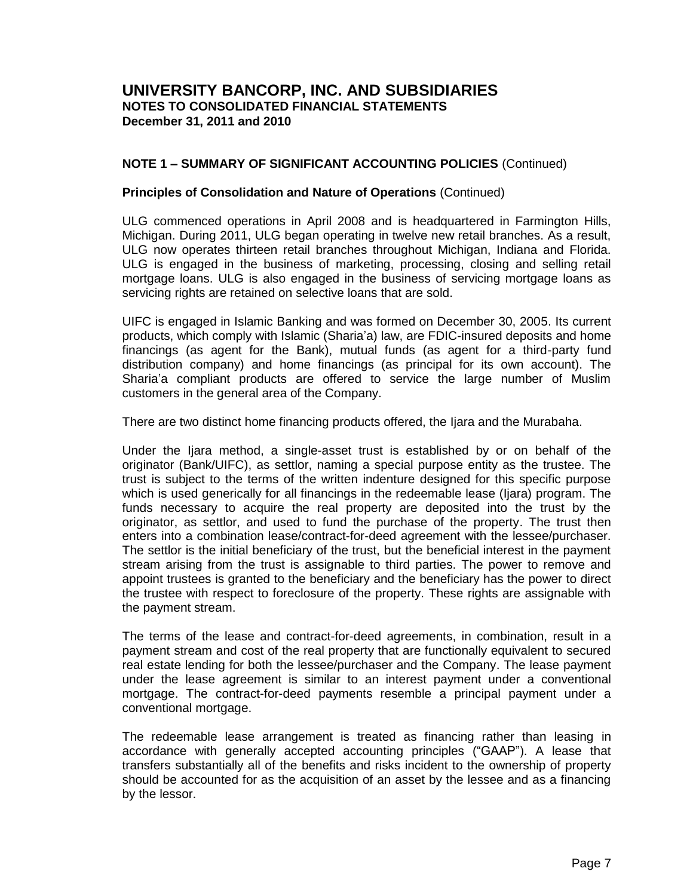## NOTE 1 – SUMMARY OF SIGNIFICANT ACCOUNTING POLICIES (Continued)

### Principles of Consolidation and Nature of Operations (Continued)

ULG commenced operations in April 2008 and is headquartered in Farmington Hills, Michigan. During 2011, ULG began operating in twelve new retail branches. As a result, ULG now operates thirteen retail branches throughout Michigan, Indiana and Florida. ULG is engaged in the business of marketing, processing, closing and selling retail mortgage loans. ULG is also engaged in the business of servicing mortgage loans as servicing rights are retained on selective loans that are sold.

UIFC is engaged in Islamic Banking and was formed on December 30, 2005. Its current products, which comply with Islamic (Sharia'a) law, are FDIC-insured deposits and home financings (as agent for the Bank), mutual funds (as agent for a third-party fund distribution company) and home financings (as principal for its own account). The Sharia'a compliant products are offered to service the large number of Muslim customers in the general area of the Company.

There are two distinct home financing products offered, the Ijara and the Murabaha.

Under the Ijara method, a single-asset trust is established by or on behalf of the originator (Bank/UIFC), as settlor, naming a special purpose entity as the trustee. The trust is subject to the terms of the written indenture designed for this specific purpose which is used generically for all financings in the redeemable lease (Ijara) program. The funds necessary to acquire the real property are deposited into the trust by the originator, as settlor, and used to fund the purchase of the property. The trust then enters into a combination lease/contract-for-deed agreement with the lessee/purchaser. The settlor is the initial beneficiary of the trust, but the beneficial interest in the payment stream arising from the trust is assignable to third parties. The power to remove and appoint trustees is granted to the beneficiary and the beneficiary has the power to direct the trustee with respect to foreclosure of the property. These rights are assignable with the payment stream.

The terms of the lease and contract-for-deed agreements, in combination, result in a payment stream and cost of the real property that are functionally equivalent to secured real estate lending for both the lessee/purchaser and the Company. The lease payment under the lease agreement is similar to an interest payment under a conventional mortgage. The contract-for-deed payments resemble a principal payment under a conventional mortgage.

The redeemable lease arrangement is treated as financing rather than leasing in accordance with generally accepted accounting principles ("GAAP"). A lease that transfers substantially all of the benefits and risks incident to the ownership of property should be accounted for as the acquisition of an asset by the lessee and as a financing by the lessor.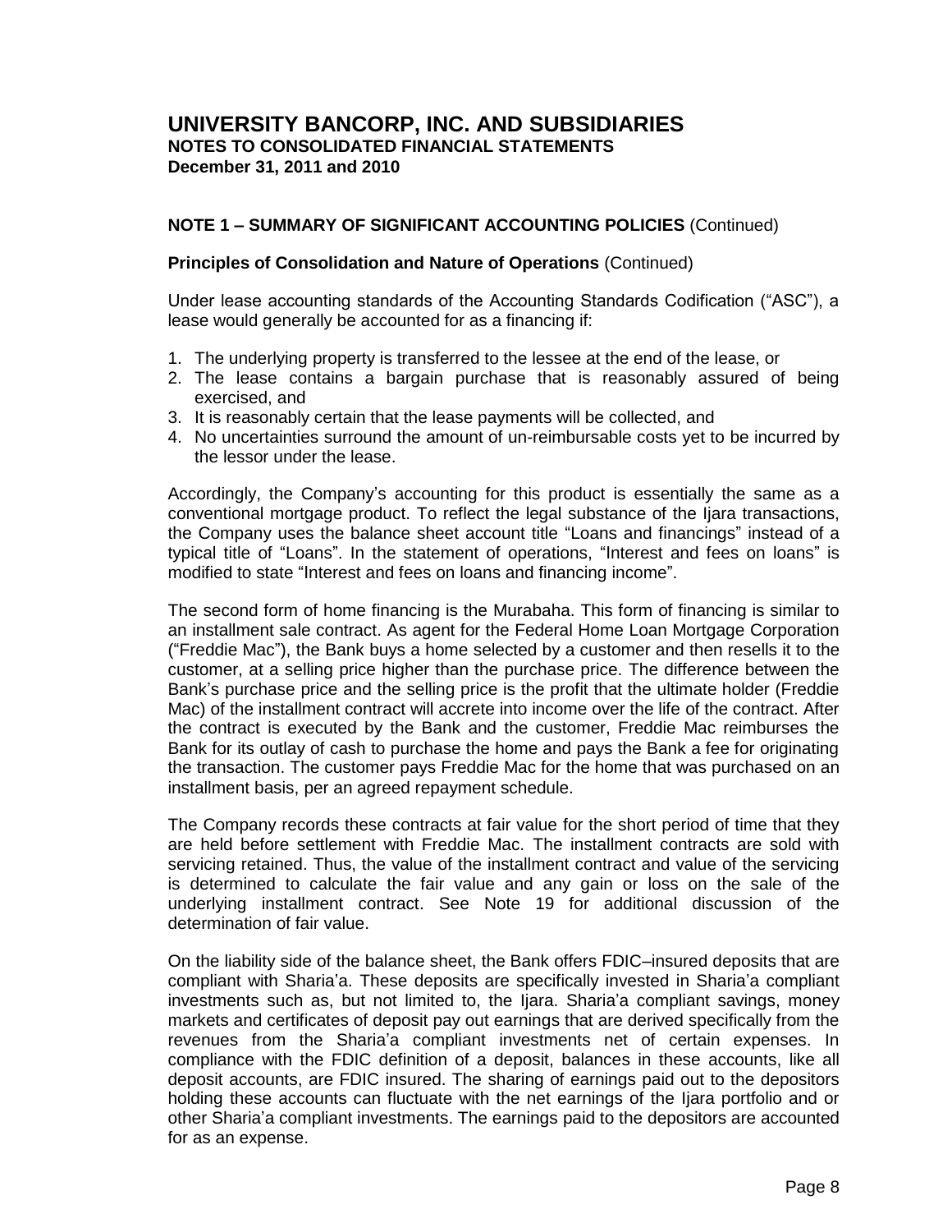# UNIVERSITY BANCORP, INC. AND SUBSIDIARIES

**NOTES TO CONSOLIDATED FINANCIAL STATEMENTS**
**December 31, 2011 and 2010**

## NOTE 1 – SUMMARY OF SIGNIFICANT ACCOUNTING POLICIES (Continued)

### Principles of Consolidation and Nature of Operations (Continued)

Under lease accounting standards of the Accounting Standards Codification ("ASC"), a lease would generally be accounted for as a financing if:

1. The underlying property is transferred to the lessee at the end of the lease, or
2. The lease contains a bargain purchase that is reasonably assured of being exercised, and
3. It is reasonably certain that the lease payments will be collected, and
4. No uncertainties surround the amount of un-reimbursable costs yet to be incurred by the lessor under the lease.

Accordingly, the Company's accounting for this product is essentially the same as a conventional mortgage product. To reflect the legal substance of the Ijara transactions, the Company uses the balance sheet account title "Loans and financings" instead of a typical title of "Loans". In the statement of operations, "Interest and fees on loans" is modified to state "Interest and fees on loans and financing income".

The second form of home financing is the Murabaha. This form of financing is similar to an installment sale contract. As agent for the Federal Home Loan Mortgage Corporation ("Freddie Mac"), the Bank buys a home selected by a customer and then resells it to the customer, at a selling price higher than the purchase price. The difference between the Bank's purchase price and the selling price is the profit that the ultimate holder (Freddie Mac) of the installment contract will accrete into income over the life of the contract. After the contract is executed by the Bank and the customer, Freddie Mac reimburses the Bank for its outlay of cash to purchase the home and pays the Bank a fee for originating the transaction. The customer pays Freddie Mac for the home that was purchased on an installment basis, per an agreed repayment schedule.

The Company records these contracts at fair value for the short period of time that they are held before settlement with Freddie Mac. The installment contracts are sold with servicing retained. Thus, the value of the installment contract and value of the servicing is determined to calculate the fair value and any gain or loss on the sale of the underlying installment contract. See Note 19 for additional discussion of the determination of fair value.

On the liability side of the balance sheet, the Bank offers FDIC–insured deposits that are compliant with Sharia'a. These deposits are specifically invested in Sharia'a compliant investments such as, but not limited to, the Ijara. Sharia'a compliant savings, money markets and certificates of deposit pay out earnings that are derived specifically from the revenues from the Sharia'a compliant investments net of certain expenses. In compliance with the FDIC definition of a deposit, balances in these accounts, like all deposit accounts, are FDIC insured. The sharing of earnings paid out to the depositors holding these accounts can fluctuate with the net earnings of the Ijara portfolio and or other Sharia'a compliant investments. The earnings paid to the depositors are accounted for as an expense.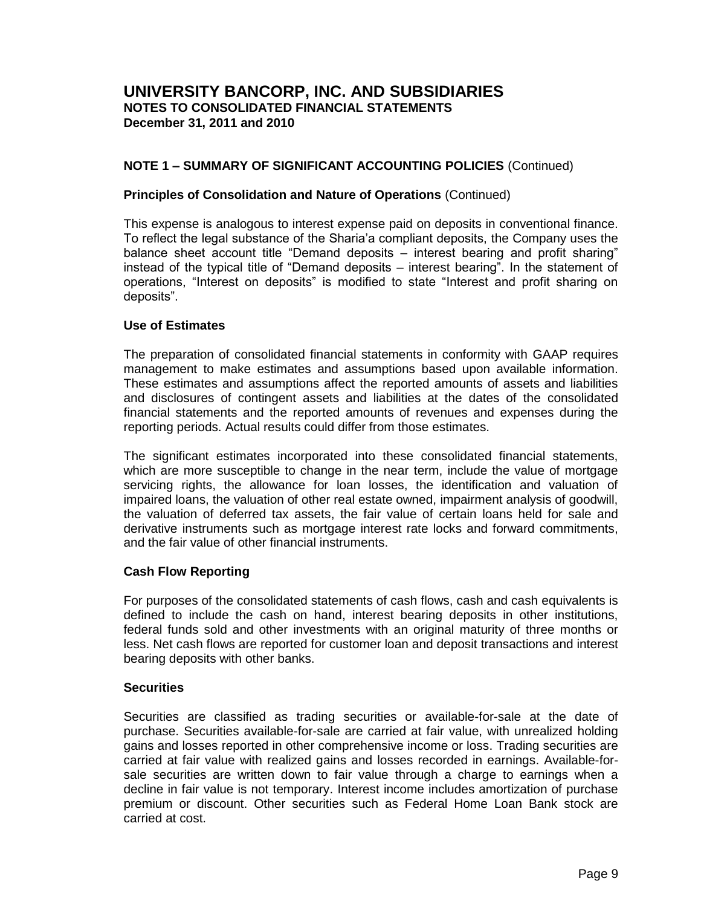## NOTE 1 – SUMMARY OF SIGNIFICANT ACCOUNTING POLICIES (Continued)

### Principles of Consolidation and Nature of Operations (Continued)

This expense is analogous to interest expense paid on deposits in conventional finance. To reflect the legal substance of the Sharia'a compliant deposits, the Company uses the balance sheet account title "Demand deposits – interest bearing and profit sharing" instead of the typical title of "Demand deposits – interest bearing". In the statement of operations, "Interest on deposits" is modified to state "Interest and profit sharing on deposits".

### Use of Estimates

The preparation of consolidated financial statements in conformity with GAAP requires management to make estimates and assumptions based upon available information. These estimates and assumptions affect the reported amounts of assets and liabilities and disclosures of contingent assets and liabilities at the dates of the consolidated financial statements and the reported amounts of revenues and expenses during the reporting periods. Actual results could differ from those estimates.

The significant estimates incorporated into these consolidated financial statements, which are more susceptible to change in the near term, include the value of mortgage servicing rights, the allowance for loan losses, the identification and valuation of impaired loans, the valuation of other real estate owned, impairment analysis of goodwill, the valuation of deferred tax assets, the fair value of certain loans held for sale and derivative instruments such as mortgage interest rate locks and forward commitments, and the fair value of other financial instruments.

### Cash Flow Reporting

For purposes of the consolidated statements of cash flows, cash and cash equivalents is defined to include the cash on hand, interest bearing deposits in other institutions, federal funds sold and other investments with an original maturity of three months or less. Net cash flows are reported for customer loan and deposit transactions and interest bearing deposits with other banks.

### Securities

Securities are classified as trading securities or available-for-sale at the date of purchase. Securities available-for-sale are carried at fair value, with unrealized holding gains and losses reported in other comprehensive income or loss. Trading securities are carried at fair value with realized gains and losses recorded in earnings. Available-for-sale securities are written down to fair value through a charge to earnings when a decline in fair value is not temporary. Interest income includes amortization of purchase premium or discount. Other securities such as Federal Home Loan Bank stock are carried at cost.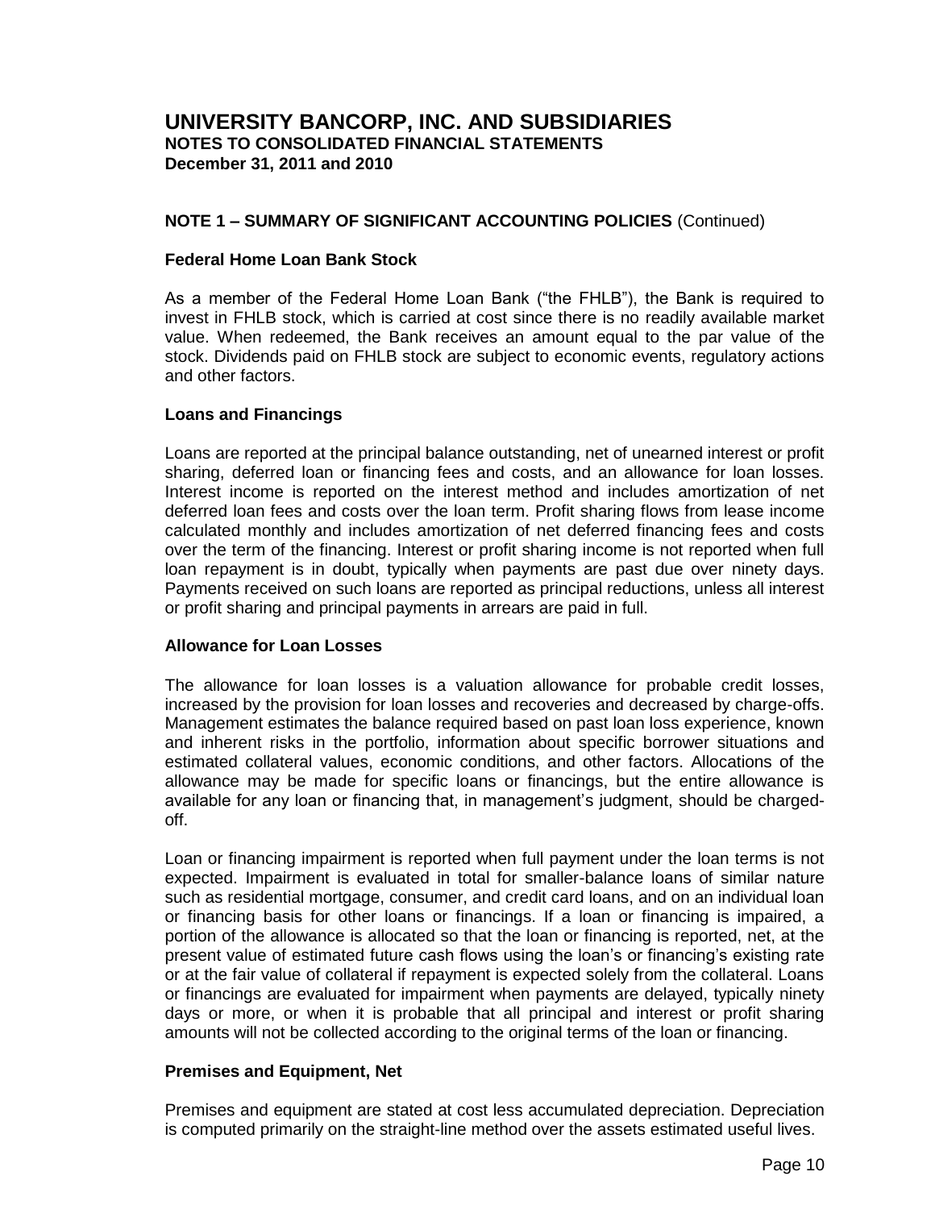# UNIVERSITY BANCORP, INC. AND SUBSIDIARIES
**NOTES TO CONSOLIDATED FINANCIAL STATEMENTS**
**December 31, 2011 and 2010**

## NOTE 1 – SUMMARY OF SIGNIFICANT ACCOUNTING POLICIES (Continued)

### Federal Home Loan Bank Stock

As a member of the Federal Home Loan Bank ("the FHLB"), the Bank is required to invest in FHLB stock, which is carried at cost since there is no readily available market value. When redeemed, the Bank receives an amount equal to the par value of the stock. Dividends paid on FHLB stock are subject to economic events, regulatory actions and other factors.

### Loans and Financings

Loans are reported at the principal balance outstanding, net of unearned interest or profit sharing, deferred loan or financing fees and costs, and an allowance for loan losses. Interest income is reported on the interest method and includes amortization of net deferred loan fees and costs over the loan term. Profit sharing flows from lease income calculated monthly and includes amortization of net deferred financing fees and costs over the term of the financing. Interest or profit sharing income is not reported when full loan repayment is in doubt, typically when payments are past due over ninety days. Payments received on such loans are reported as principal reductions, unless all interest or profit sharing and principal payments in arrears are paid in full.

### Allowance for Loan Losses

The allowance for loan losses is a valuation allowance for probable credit losses, increased by the provision for loan losses and recoveries and decreased by charge-offs. Management estimates the balance required based on past loan loss experience, known and inherent risks in the portfolio, information about specific borrower situations and estimated collateral values, economic conditions, and other factors. Allocations of the allowance may be made for specific loans or financings, but the entire allowance is available for any loan or financing that, in management's judgment, should be charged-off.

Loan or financing impairment is reported when full payment under the loan terms is not expected. Impairment is evaluated in total for smaller-balance loans of similar nature such as residential mortgage, consumer, and credit card loans, and on an individual loan or financing basis for other loans or financings. If a loan or financing is impaired, a portion of the allowance is allocated so that the loan or financing is reported, net, at the present value of estimated future cash flows using the loan's or financing's existing rate or at the fair value of collateral if repayment is expected solely from the collateral. Loans or financings are evaluated for impairment when payments are delayed, typically ninety days or more, or when it is probable that all principal and interest or profit sharing amounts will not be collected according to the original terms of the loan or financing.

### Premises and Equipment, Net

Premises and equipment are stated at cost less accumulated depreciation. Depreciation is computed primarily on the straight-line method over the assets estimated useful lives.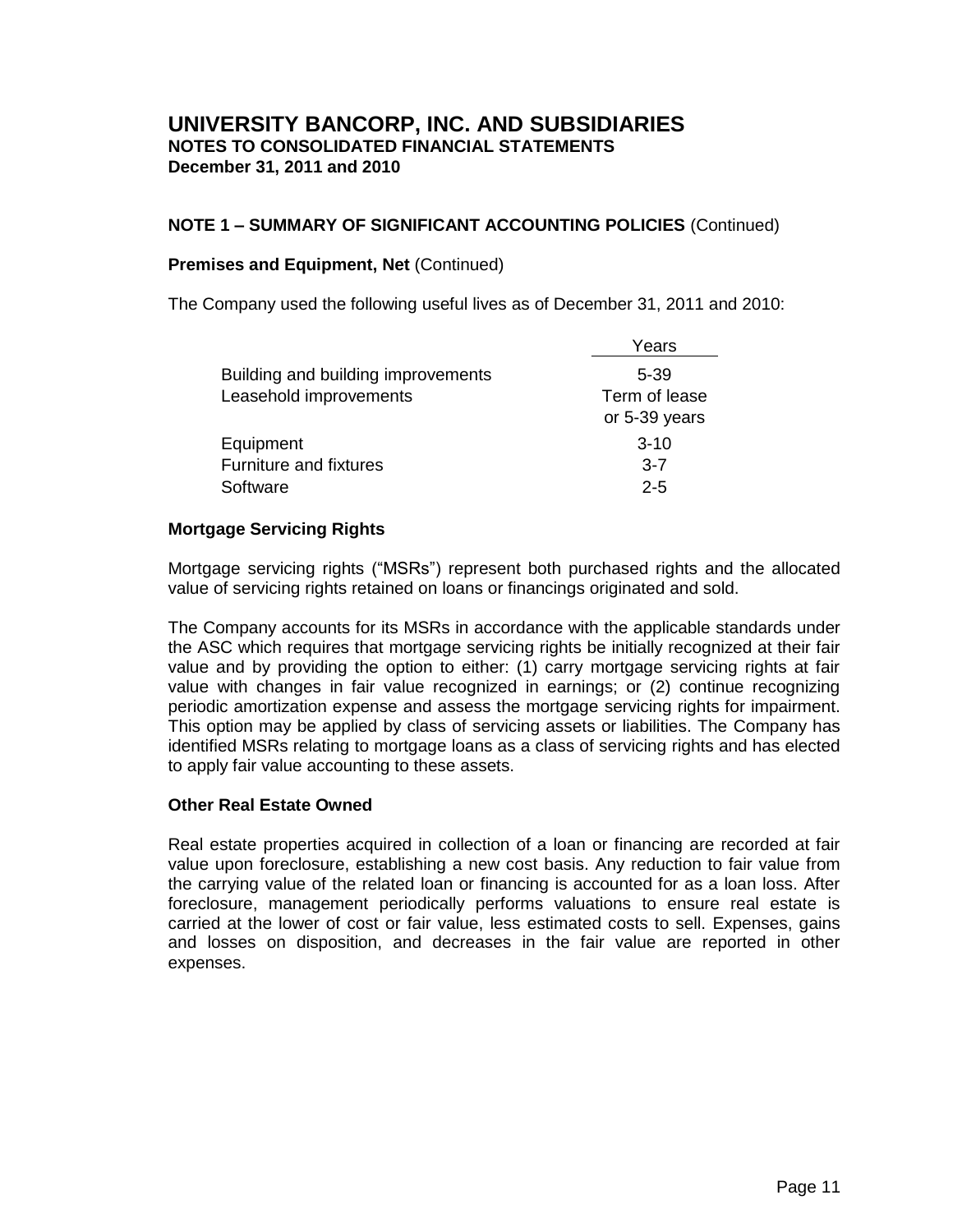# UNIVERSITY BANCORP, INC. AND SUBSIDIARIES

**NOTES TO CONSOLIDATED FINANCIAL STATEMENTS**
**December 31, 2011 and 2010**

## NOTE 1 – SUMMARY OF SIGNIFICANT ACCOUNTING POLICIES (Continued)

**Premises and Equipment, Net** (Continued)

The Company used the following useful lives as of December 31, 2011 and 2010:

| | Years |
|---|---|
| Building and building improvements | 5-39 |
| Leasehold improvements | Term of lease or 5-39 years |
| Equipment | 3-10 |
| Furniture and fixtures | 3-7 |
| Software | 2-5 |

**Mortgage Servicing Rights**

Mortgage servicing rights ("MSRs") represent both purchased rights and the allocated value of servicing rights retained on loans or financings originated and sold.

The Company accounts for its MSRs in accordance with the applicable standards under the ASC which requires that mortgage servicing rights be initially recognized at their fair value and by providing the option to either: (1) carry mortgage servicing rights at fair value with changes in fair value recognized in earnings; or (2) continue recognizing periodic amortization expense and assess the mortgage servicing rights for impairment. This option may be applied by class of servicing assets or liabilities. The Company has identified MSRs relating to mortgage loans as a class of servicing rights and has elected to apply fair value accounting to these assets.

**Other Real Estate Owned**

Real estate properties acquired in collection of a loan or financing are recorded at fair value upon foreclosure, establishing a new cost basis. Any reduction to fair value from the carrying value of the related loan or financing is accounted for as a loan loss. After foreclosure, management periodically performs valuations to ensure real estate is carried at the lower of cost or fair value, less estimated costs to sell. Expenses, gains and losses on disposition, and decreases in the fair value are reported in other expenses.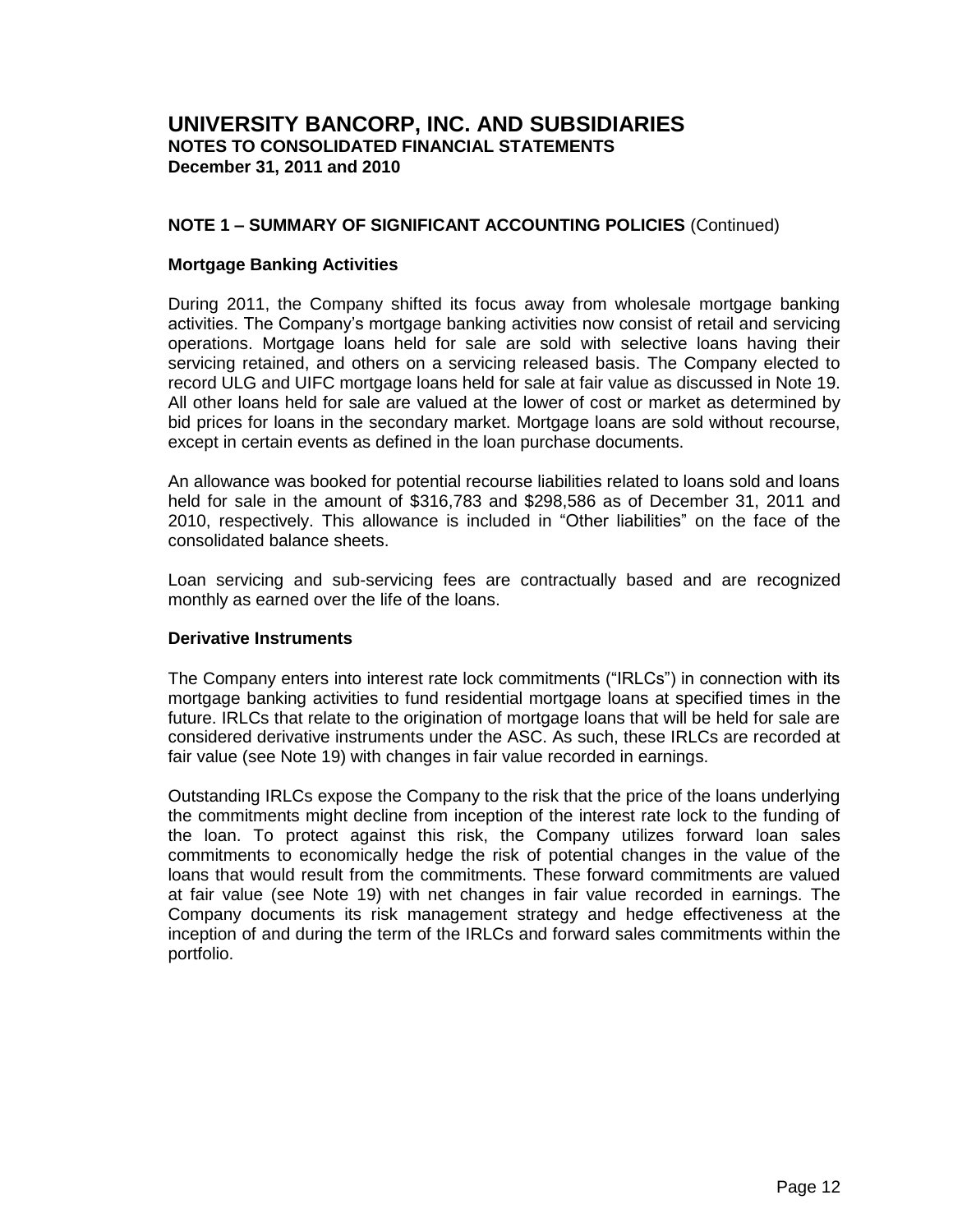## NOTE 1 – SUMMARY OF SIGNIFICANT ACCOUNTING POLICIES (Continued)

### Mortgage Banking Activities

During 2011, the Company shifted its focus away from wholesale mortgage banking activities. The Company's mortgage banking activities now consist of retail and servicing operations. Mortgage loans held for sale are sold with selective loans having their servicing retained, and others on a servicing released basis. The Company elected to record ULG and UIFC mortgage loans held for sale at fair value as discussed in Note 19. All other loans held for sale are valued at the lower of cost or market as determined by bid prices for loans in the secondary market. Mortgage loans are sold without recourse, except in certain events as defined in the loan purchase documents.

An allowance was booked for potential recourse liabilities related to loans sold and loans held for sale in the amount of $316,783 and $298,586 as of December 31, 2011 and 2010, respectively. This allowance is included in "Other liabilities" on the face of the consolidated balance sheets.

Loan servicing and sub-servicing fees are contractually based and are recognized monthly as earned over the life of the loans.

### Derivative Instruments

The Company enters into interest rate lock commitments ("IRLCs") in connection with its mortgage banking activities to fund residential mortgage loans at specified times in the future. IRLCs that relate to the origination of mortgage loans that will be held for sale are considered derivative instruments under the ASC. As such, these IRLCs are recorded at fair value (see Note 19) with changes in fair value recorded in earnings.

Outstanding IRLCs expose the Company to the risk that the price of the loans underlying the commitments might decline from inception of the interest rate lock to the funding of the loan. To protect against this risk, the Company utilizes forward loan sales commitments to economically hedge the risk of potential changes in the value of the loans that would result from the commitments. These forward commitments are valued at fair value (see Note 19) with net changes in fair value recorded in earnings. The Company documents its risk management strategy and hedge effectiveness at the inception of and during the term of the IRLCs and forward sales commitments within the portfolio.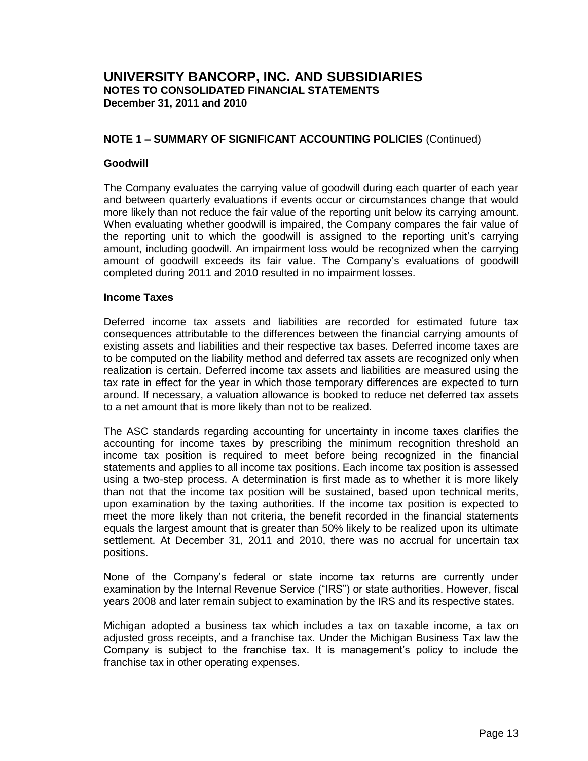# UNIVERSITY BANCORP, INC. AND SUBSIDIARIES
**NOTES TO CONSOLIDATED FINANCIAL STATEMENTS**
**December 31, 2011 and 2010**

## NOTE 1 – SUMMARY OF SIGNIFICANT ACCOUNTING POLICIES (Continued)

### Goodwill

The Company evaluates the carrying value of goodwill during each quarter of each year and between quarterly evaluations if events occur or circumstances change that would more likely than not reduce the fair value of the reporting unit below its carrying amount. When evaluating whether goodwill is impaired, the Company compares the fair value of the reporting unit to which the goodwill is assigned to the reporting unit's carrying amount, including goodwill. An impairment loss would be recognized when the carrying amount of goodwill exceeds its fair value. The Company's evaluations of goodwill completed during 2011 and 2010 resulted in no impairment losses.

### Income Taxes

Deferred income tax assets and liabilities are recorded for estimated future tax consequences attributable to the differences between the financial carrying amounts of existing assets and liabilities and their respective tax bases. Deferred income taxes are to be computed on the liability method and deferred tax assets are recognized only when realization is certain. Deferred income tax assets and liabilities are measured using the tax rate in effect for the year in which those temporary differences are expected to turn around. If necessary, a valuation allowance is booked to reduce net deferred tax assets to a net amount that is more likely than not to be realized.

The ASC standards regarding accounting for uncertainty in income taxes clarifies the accounting for income taxes by prescribing the minimum recognition threshold an income tax position is required to meet before being recognized in the financial statements and applies to all income tax positions. Each income tax position is assessed using a two-step process. A determination is first made as to whether it is more likely than not that the income tax position will be sustained, based upon technical merits, upon examination by the taxing authorities. If the income tax position is expected to meet the more likely than not criteria, the benefit recorded in the financial statements equals the largest amount that is greater than 50% likely to be realized upon its ultimate settlement. At December 31, 2011 and 2010, there was no accrual for uncertain tax positions.

None of the Company's federal or state income tax returns are currently under examination by the Internal Revenue Service ("IRS") or state authorities. However, fiscal years 2008 and later remain subject to examination by the IRS and its respective states.

Michigan adopted a business tax which includes a tax on taxable income, a tax on adjusted gross receipts, and a franchise tax. Under the Michigan Business Tax law the Company is subject to the franchise tax. It is management's policy to include the franchise tax in other operating expenses.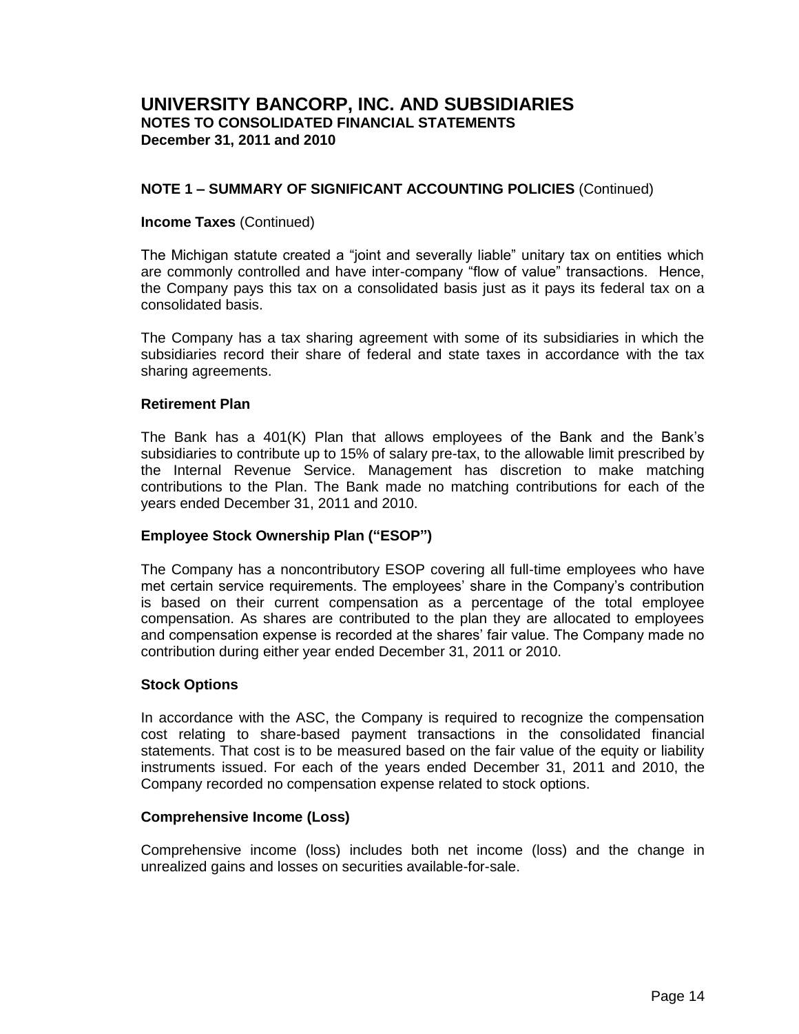# UNIVERSITY BANCORP, INC. AND SUBSIDIARIES

**NOTES TO CONSOLIDATED FINANCIAL STATEMENTS**
**December 31, 2011 and 2010**

## NOTE 1 – SUMMARY OF SIGNIFICANT ACCOUNTING POLICIES (Continued)

**Income Taxes** (Continued)

The Michigan statute created a "joint and severally liable" unitary tax on entities which are commonly controlled and have inter-company "flow of value" transactions. Hence, the Company pays this tax on a consolidated basis just as it pays its federal tax on a consolidated basis.

The Company has a tax sharing agreement with some of its subsidiaries in which the subsidiaries record their share of federal and state taxes in accordance with the tax sharing agreements.

### Retirement Plan

The Bank has a 401(K) Plan that allows employees of the Bank and the Bank's subsidiaries to contribute up to 15% of salary pre-tax, to the allowable limit prescribed by the Internal Revenue Service. Management has discretion to make matching contributions to the Plan. The Bank made no matching contributions for each of the years ended December 31, 2011 and 2010.

### Employee Stock Ownership Plan ("ESOP")

The Company has a noncontributory ESOP covering all full-time employees who have met certain service requirements. The employees' share in the Company's contribution is based on their current compensation as a percentage of the total employee compensation. As shares are contributed to the plan they are allocated to employees and compensation expense is recorded at the shares' fair value. The Company made no contribution during either year ended December 31, 2011 or 2010.

### Stock Options

In accordance with the ASC, the Company is required to recognize the compensation cost relating to share-based payment transactions in the consolidated financial statements. That cost is to be measured based on the fair value of the equity or liability instruments issued. For each of the years ended December 31, 2011 and 2010, the Company recorded no compensation expense related to stock options.

### Comprehensive Income (Loss)

Comprehensive income (loss) includes both net income (loss) and the change in unrealized gains and losses on securities available-for-sale.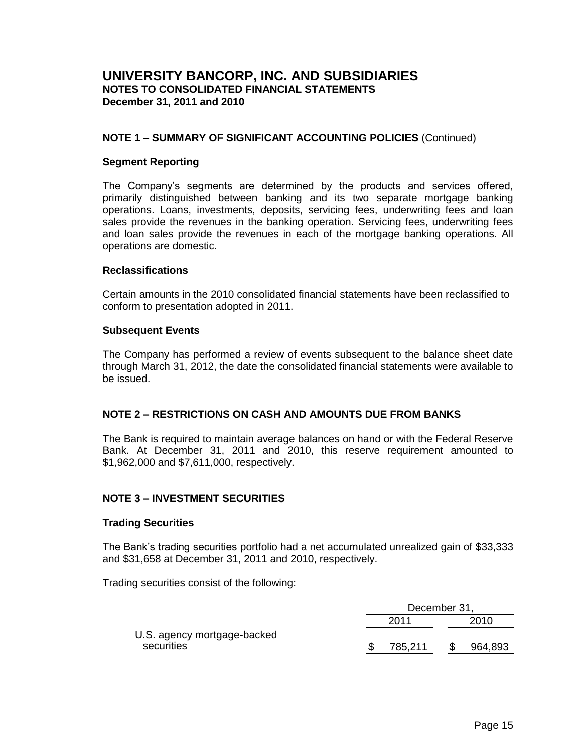# UNIVERSITY BANCORP, INC. AND SUBSIDIARIES

**NOTES TO CONSOLIDATED FINANCIAL STATEMENTS**
**December 31, 2011 and 2010**

## NOTE 1 – SUMMARY OF SIGNIFICANT ACCOUNTING POLICIES (Continued)

### Segment Reporting

The Company's segments are determined by the products and services offered, primarily distinguished between banking and its two separate mortgage banking operations. Loans, investments, deposits, servicing fees, underwriting fees and loan sales provide the revenues in the banking operation. Servicing fees, underwriting fees and loan sales provide the revenues in each of the mortgage banking operations. All operations are domestic.

### Reclassifications

Certain amounts in the 2010 consolidated financial statements have been reclassified to conform to presentation adopted in 2011.

### Subsequent Events

The Company has performed a review of events subsequent to the balance sheet date through March 31, 2012, the date the consolidated financial statements were available to be issued.

## NOTE 2 – RESTRICTIONS ON CASH AND AMOUNTS DUE FROM BANKS

The Bank is required to maintain average balances on hand or with the Federal Reserve Bank. At December 31, 2011 and 2010, this reserve requirement amounted to $1,962,000 and $7,611,000, respectively.

## NOTE 3 – INVESTMENT SECURITIES

### Trading Securities

The Bank's trading securities portfolio had a net accumulated unrealized gain of $33,333 and $31,658 at December 31, 2011 and 2010, respectively.

Trading securities consist of the following:

| | December 31, | |
|---|---|---|
| | 2011 | 2010 |
| U.S. agency mortgage-backed securities | $ 785,211 | $ 964,893 |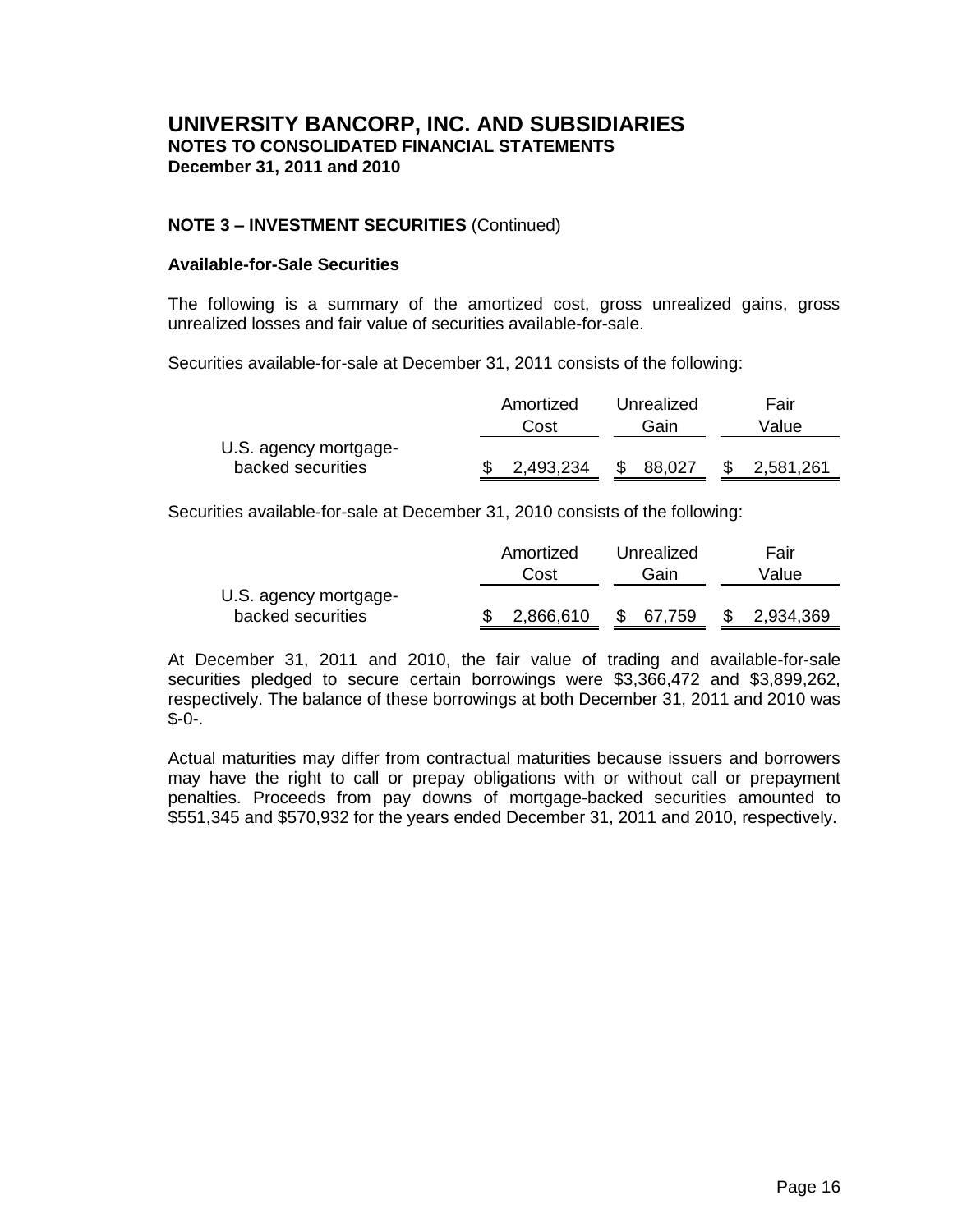# UNIVERSITY BANCORP, INC. AND SUBSIDIARIES
**NOTES TO CONSOLIDATED FINANCIAL STATEMENTS**
**December 31, 2011 and 2010**

**NOTE 3 – INVESTMENT SECURITIES** (Continued)

**Available-for-Sale Securities**

The following is a summary of the amortized cost, gross unrealized gains, gross unrealized losses and fair value of securities available-for-sale.

Securities available-for-sale at December 31, 2011 consists of the following:

| | Amortized Cost | Unrealized Gain | Fair Value |
|---|---|---|---|
| U.S. agency mortgage-backed securities | $ 2,493,234 | $ 88,027 | $ 2,581,261 |

Securities available-for-sale at December 31, 2010 consists of the following:

| | Amortized Cost | Unrealized Gain | Fair Value |
|---|---|---|---|
| U.S. agency mortgage-backed securities | $ 2,866,610 | $ 67,759 | $ 2,934,369 |

At December 31, 2011 and 2010, the fair value of trading and available-for-sale securities pledged to secure certain borrowings were $3,366,472 and $3,899,262, respectively. The balance of these borrowings at both December 31, 2011 and 2010 was $-0-.

Actual maturities may differ from contractual maturities because issuers and borrowers may have the right to call or prepay obligations with or without call or prepayment penalties. Proceeds from pay downs of mortgage-backed securities amounted to $551,345 and $570,932 for the years ended December 31, 2011 and 2010, respectively.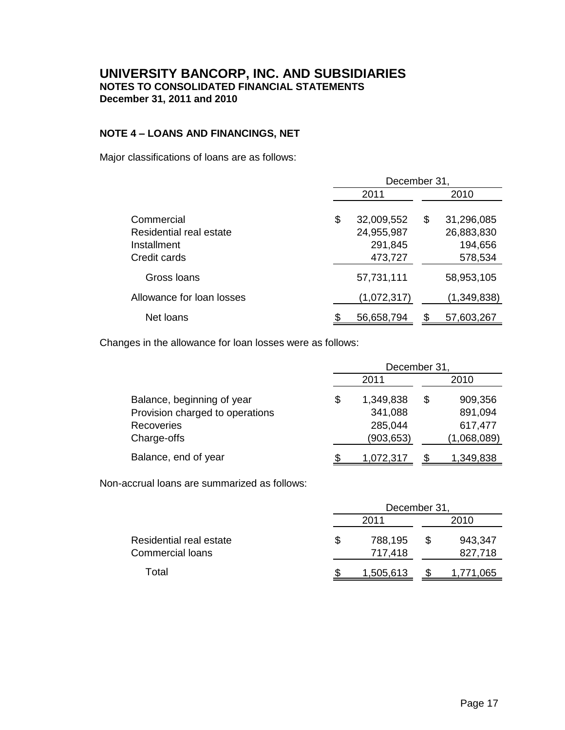# UNIVERSITY BANCORP, INC. AND SUBSIDIARIES
**NOTES TO CONSOLIDATED FINANCIAL STATEMENTS**
**December 31, 2011 and 2010**

## NOTE 4 – LOANS AND FINANCINGS, NET

Major classifications of loans are as follows:

| | December 31, 2011 | December 31, 2010 |
|---|---|---|
| Commercial | $ 32,009,552 | $ 31,296,085 |
| Residential real estate | 24,955,987 | 26,883,830 |
| Installment | 291,845 | 194,656 |
| Credit cards | 473,727 | 578,534 |
| Gross loans | 57,731,111 | 58,953,105 |
| Allowance for loan losses | (1,072,317) | (1,349,838) |
| Net loans | $ 56,658,794 | $ 57,603,267 |

Changes in the allowance for loan losses were as follows:

| | December 31, 2011 | December 31, 2010 |
|---|---|---|
| Balance, beginning of year | $ 1,349,838 | $ 909,356 |
| Provision charged to operations | 341,088 | 891,094 |
| Recoveries | 285,044 | 617,477 |
| Charge-offs | (903,653) | (1,068,089) |
| Balance, end of year | $ 1,072,317 | $ 1,349,838 |

Non-accrual loans are summarized as follows:

| | December 31, 2011 | December 31, 2010 |
|---|---|---|
| Residential real estate | $ 788,195 | $ 943,347 |
| Commercial loans | 717,418 | 827,718 |
| Total | $ 1,505,613 | $ 1,771,065 |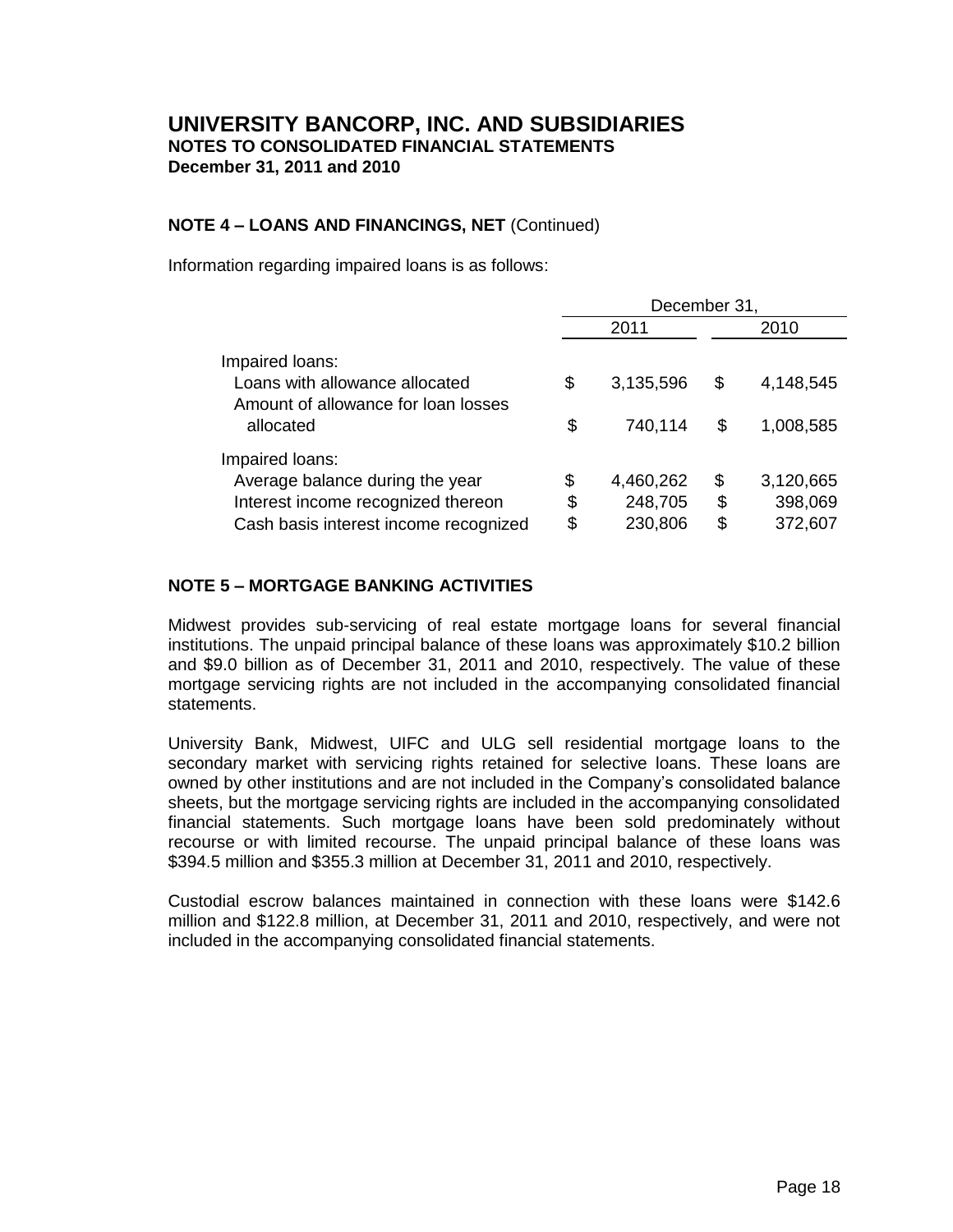# UNIVERSITY BANCORP, INC. AND SUBSIDIARIES
**NOTES TO CONSOLIDATED FINANCIAL STATEMENTS**
**December 31, 2011 and 2010**

**NOTE 4 – LOANS AND FINANCINGS, NET** (Continued)

Information regarding impaired loans is as follows:

| | December 31, | |
|---|---|---|
| | 2011 | 2010 |
| Impaired loans: | | |
| Loans with allowance allocated | $ 3,135,596 | $ 4,148,545 |
| Amount of allowance for loan losses allocated | $ 740,114 | $ 1,008,585 |
| Impaired loans: | | |
| Average balance during the year | $ 4,460,262 | $ 3,120,665 |
| Interest income recognized thereon | $ 248,705 | $ 398,069 |
| Cash basis interest income recognized | $ 230,806 | $ 372,607 |

**NOTE 5 – MORTGAGE BANKING ACTIVITIES**

Midwest provides sub-servicing of real estate mortgage loans for several financial institutions. The unpaid principal balance of these loans was approximately $10.2 billion and $9.0 billion as of December 31, 2011 and 2010, respectively. The value of these mortgage servicing rights are not included in the accompanying consolidated financial statements.

University Bank, Midwest, UIFC and ULG sell residential mortgage loans to the secondary market with servicing rights retained for selective loans. These loans are owned by other institutions and are not included in the Company's consolidated balance sheets, but the mortgage servicing rights are included in the accompanying consolidated financial statements. Such mortgage loans have been sold predominately without recourse or with limited recourse. The unpaid principal balance of these loans was $394.5 million and $355.3 million at December 31, 2011 and 2010, respectively.

Custodial escrow balances maintained in connection with these loans were $142.6 million and $122.8 million, at December 31, 2011 and 2010, respectively, and were not included in the accompanying consolidated financial statements.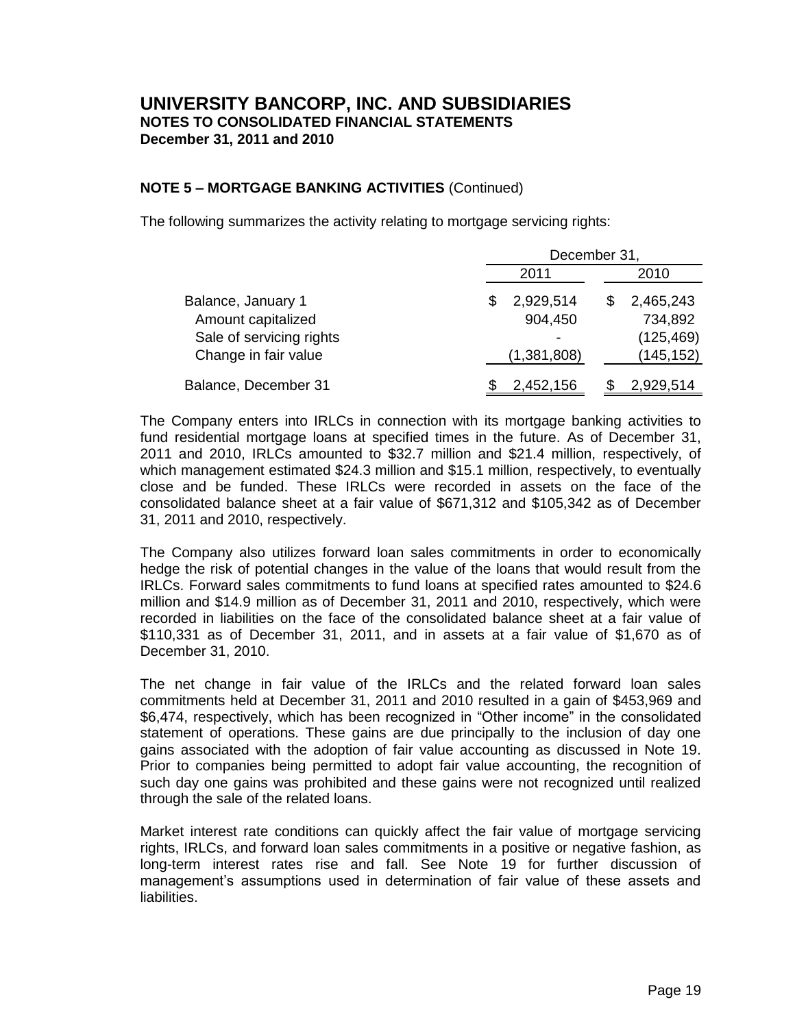# UNIVERSITY BANCORP, INC. AND SUBSIDIARIES

**NOTES TO CONSOLIDATED FINANCIAL STATEMENTS**
**December 31, 2011 and 2010**

**NOTE 5 – MORTGAGE BANKING ACTIVITIES** (Continued)

The following summarizes the activity relating to mortgage servicing rights:

| | December 31, | |
|---|---|---|
| | 2011 | 2010 |
| Balance, January 1 | $ 2,929,514 | $ 2,465,243 |
| Amount capitalized | 904,450 | 734,892 |
| Sale of servicing rights | - | (125,469) |
| Change in fair value | (1,381,808) | (145,152) |
| Balance, December 31 | $ 2,452,156 | $ 2,929,514 |

The Company enters into IRLCs in connection with its mortgage banking activities to fund residential mortgage loans at specified times in the future. As of December 31, 2011 and 2010, IRLCs amounted to $32.7 million and $21.4 million, respectively, of which management estimated $24.3 million and $15.1 million, respectively, to eventually close and be funded. These IRLCs were recorded in assets on the face of the consolidated balance sheet at a fair value of $671,312 and $105,342 as of December 31, 2011 and 2010, respectively.

The Company also utilizes forward loan sales commitments in order to economically hedge the risk of potential changes in the value of the loans that would result from the IRLCs. Forward sales commitments to fund loans at specified rates amounted to $24.6 million and $14.9 million as of December 31, 2011 and 2010, respectively, which were recorded in liabilities on the face of the consolidated balance sheet at a fair value of $110,331 as of December 31, 2011, and in assets at a fair value of $1,670 as of December 31, 2010.

The net change in fair value of the IRLCs and the related forward loan sales commitments held at December 31, 2011 and 2010 resulted in a gain of $453,969 and $6,474, respectively, which has been recognized in "Other income" in the consolidated statement of operations. These gains are due principally to the inclusion of day one gains associated with the adoption of fair value accounting as discussed in Note 19. Prior to companies being permitted to adopt fair value accounting, the recognition of such day one gains was prohibited and these gains were not recognized until realized through the sale of the related loans.

Market interest rate conditions can quickly affect the fair value of mortgage servicing rights, IRLCs, and forward loan sales commitments in a positive or negative fashion, as long-term interest rates rise and fall. See Note 19 for further discussion of management's assumptions used in determination of fair value of these assets and liabilities.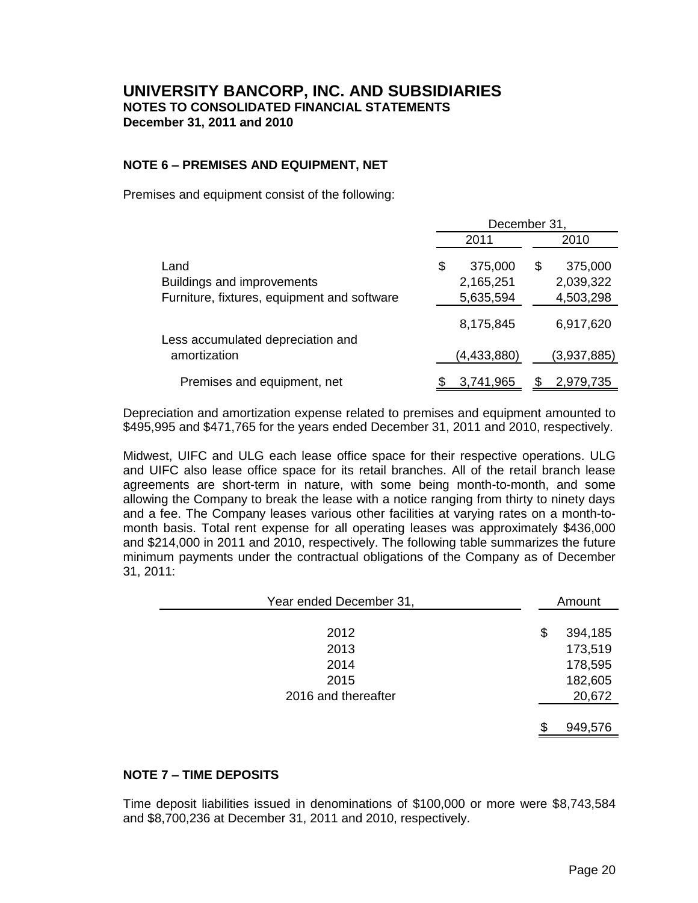# UNIVERSITY BANCORP, INC. AND SUBSIDIARIES
**NOTES TO CONSOLIDATED FINANCIAL STATEMENTS**
**December 31, 2011 and 2010**

## NOTE 6 – PREMISES AND EQUIPMENT, NET

Premises and equipment consist of the following:

| | December 31, 2011 | December 31, 2010 |
|---|---|---|
| Land | $ 375,000 | $ 375,000 |
| Buildings and improvements | 2,165,251 | 2,039,322 |
| Furniture, fixtures, equipment and software | 5,635,594 | 4,503,298 |
| | 8,175,845 | 6,917,620 |
| Less accumulated depreciation and amortization | (4,433,880) | (3,937,885) |
| Premises and equipment, net | $ 3,741,965 | $ 2,979,735 |

Depreciation and amortization expense related to premises and equipment amounted to $495,995 and $471,765 for the years ended December 31, 2011 and 2010, respectively.

Midwest, UIFC and ULG each lease office space for their respective operations. ULG and UIFC also lease office space for its retail branches. All of the retail branch lease agreements are short-term in nature, with some being month-to-month, and some allowing the Company to break the lease with a notice ranging from thirty to ninety days and a fee. The Company leases various other facilities at varying rates on a month-to-month basis. Total rent expense for all operating leases was approximately $436,000 and $214,000 in 2011 and 2010, respectively. The following table summarizes the future minimum payments under the contractual obligations of the Company as of December 31, 2011:

| Year ended December 31, | Amount |
|---|---|
| 2012 | $ 394,185 |
| 2013 | 173,519 |
| 2014 | 178,595 |
| 2015 | 182,605 |
| 2016 and thereafter | 20,672 |
| | $ 949,576 |

## NOTE 7 – TIME DEPOSITS

Time deposit liabilities issued in denominations of $100,000 or more were $8,743,584 and $8,700,236 at December 31, 2011 and 2010, respectively.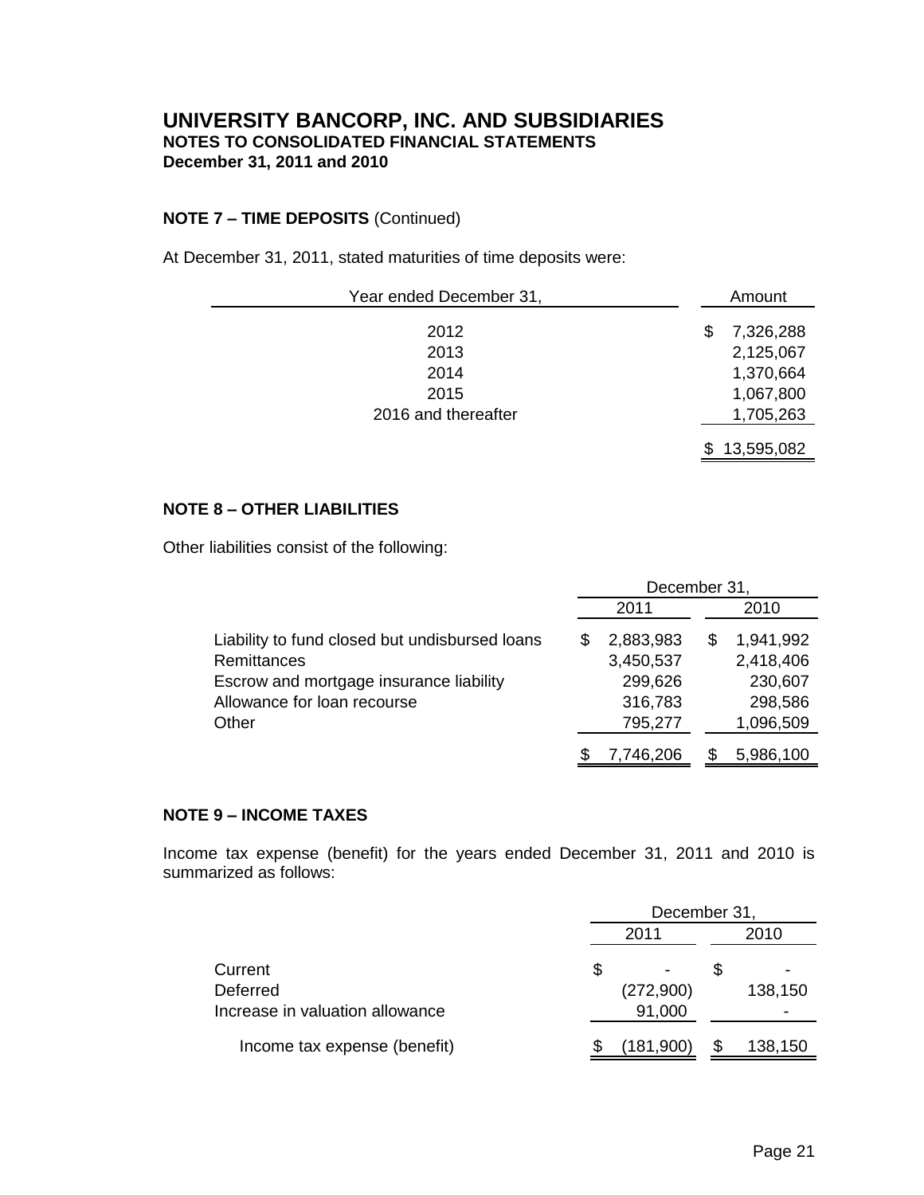# UNIVERSITY BANCORP, INC. AND SUBSIDIARIES
**NOTES TO CONSOLIDATED FINANCIAL STATEMENTS**
**December 31, 2011 and 2010**

**NOTE 7 – TIME DEPOSITS** (Continued)

At December 31, 2011, stated maturities of time deposits were:

| Year ended December 31, | Amount |
|---|---|
| 2012 | $ 7,326,288 |
| 2013 | 2,125,067 |
| 2014 | 1,370,664 |
| 2015 | 1,067,800 |
| 2016 and thereafter | 1,705,263 |
| | $ 13,595,082 |

**NOTE 8 – OTHER LIABILITIES**

Other liabilities consist of the following:

| | December 31, | |
|---|---|---|
| | 2011 | 2010 |
| Liability to fund closed but undisbursed loans | $ 2,883,983 | $ 1,941,992 |
| Remittances | 3,450,537 | 2,418,406 |
| Escrow and mortgage insurance liability | 299,626 | 230,607 |
| Allowance for loan recourse | 316,783 | 298,586 |
| Other | 795,277 | 1,096,509 |
| | $ 7,746,206 | $ 5,986,100 |

**NOTE 9 – INCOME TAXES**

Income tax expense (benefit) for the years ended December 31, 2011 and 2010 is summarized as follows:

| | December 31, | |
|---|---|---|
| | 2011 | 2010 |
| Current | $ - | $ - |
| Deferred | (272,900) | 138,150 |
| Increase in valuation allowance | 91,000 | - |
| Income tax expense (benefit) | $ (181,900) | $ 138,150 |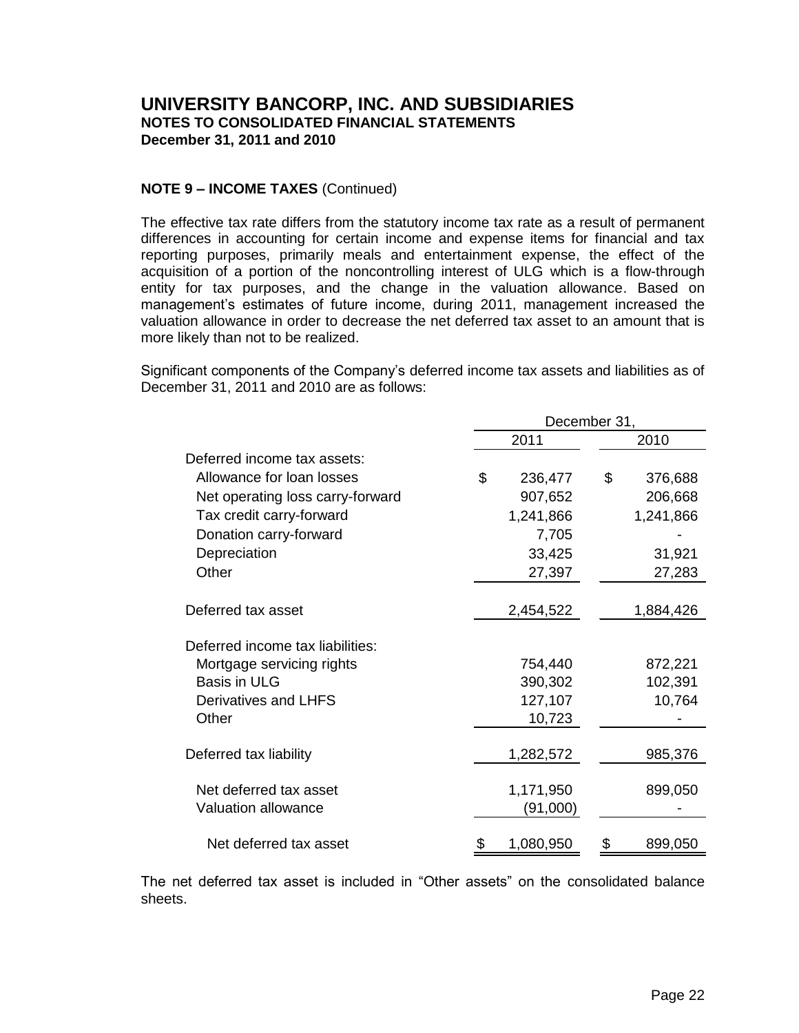# UNIVERSITY BANCORP, INC. AND SUBSIDIARIES
**NOTES TO CONSOLIDATED FINANCIAL STATEMENTS**
**December 31, 2011 and 2010**

**NOTE 9 – INCOME TAXES** (Continued)

The effective tax rate differs from the statutory income tax rate as a result of permanent differences in accounting for certain income and expense items for financial and tax reporting purposes, primarily meals and entertainment expense, the effect of the acquisition of a portion of the noncontrolling interest of ULG which is a flow-through entity for tax purposes, and the change in the valuation allowance. Based on management's estimates of future income, during 2011, management increased the valuation allowance in order to decrease the net deferred tax asset to an amount that is more likely than not to be realized.

Significant components of the Company's deferred income tax assets and liabilities as of December 31, 2011 and 2010 are as follows:

| | December 31, | |
|---|---|---|
| | 2011 | 2010 |
| Deferred income tax assets: | | |
| Allowance for loan losses | $ 236,477 | $ 376,688 |
| Net operating loss carry-forward | 907,652 | 206,668 |
| Tax credit carry-forward | 1,241,866 | 1,241,866 |
| Donation carry-forward | 7,705 | - |
| Depreciation | 33,425 | 31,921 |
| Other | 27,397 | 27,283 |
| Deferred tax asset | 2,454,522 | 1,884,426 |
| Deferred income tax liabilities: | | |
| Mortgage servicing rights | 754,440 | 872,221 |
| Basis in ULG | 390,302 | 102,391 |
| Derivatives and LHFS | 127,107 | 10,764 |
| Other | 10,723 | - |
| Deferred tax liability | 1,282,572 | 985,376 |
| Net deferred tax asset | 1,171,950 | 899,050 |
| Valuation allowance | (91,000) | - |
| Net deferred tax asset | $ 1,080,950 | $ 899,050 |

The net deferred tax asset is included in "Other assets" on the consolidated balance sheets.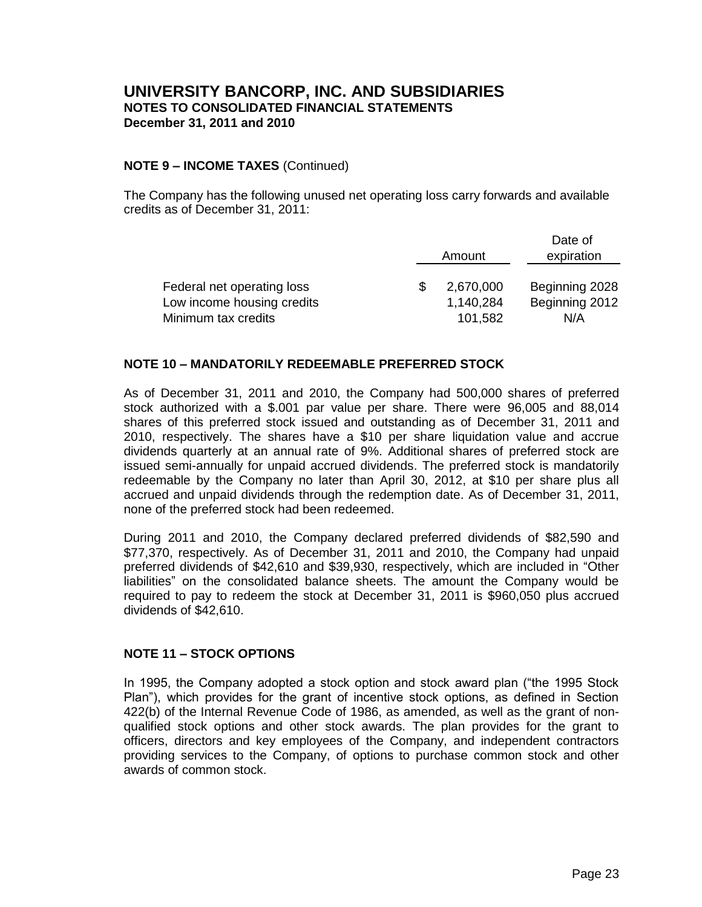## UNIVERSITY BANCORP, INC. AND SUBSIDIARIES
### NOTES TO CONSOLIDATED FINANCIAL STATEMENTS
### December 31, 2011 and 2010

### NOTE 9 – INCOME TAXES (Continued)

The Company has the following unused net operating loss carry forwards and available credits as of December 31, 2011:

| | Amount | Date of expiration |
|---|---|---|
| Federal net operating loss | $ 2,670,000 | Beginning 2028 |
| Low income housing credits | 1,140,284 | Beginning 2012 |
| Minimum tax credits | 101,582 | N/A |

### NOTE 10 – MANDATORILY REDEEMABLE PREFERRED STOCK

As of December 31, 2011 and 2010, the Company had 500,000 shares of preferred stock authorized with a $.001 par value per share. There were 96,005 and 88,014 shares of this preferred stock issued and outstanding as of December 31, 2011 and 2010, respectively. The shares have a $10 per share liquidation value and accrue dividends quarterly at an annual rate of 9%. Additional shares of preferred stock are issued semi-annually for unpaid accrued dividends. The preferred stock is mandatorily redeemable by the Company no later than April 30, 2012, at $10 per share plus all accrued and unpaid dividends through the redemption date. As of December 31, 2011, none of the preferred stock had been redeemed.

During 2011 and 2010, the Company declared preferred dividends of $82,590 and $77,370, respectively. As of December 31, 2011 and 2010, the Company had unpaid preferred dividends of $42,610 and $39,930, respectively, which are included in "Other liabilities" on the consolidated balance sheets. The amount the Company would be required to pay to redeem the stock at December 31, 2011 is $960,050 plus accrued dividends of $42,610.

### NOTE 11 – STOCK OPTIONS

In 1995, the Company adopted a stock option and stock award plan ("the 1995 Stock Plan"), which provides for the grant of incentive stock options, as defined in Section 422(b) of the Internal Revenue Code of 1986, as amended, as well as the grant of non-qualified stock options and other stock awards. The plan provides for the grant to officers, directors and key employees of the Company, and independent contractors providing services to the Company, of options to purchase common stock and other awards of common stock.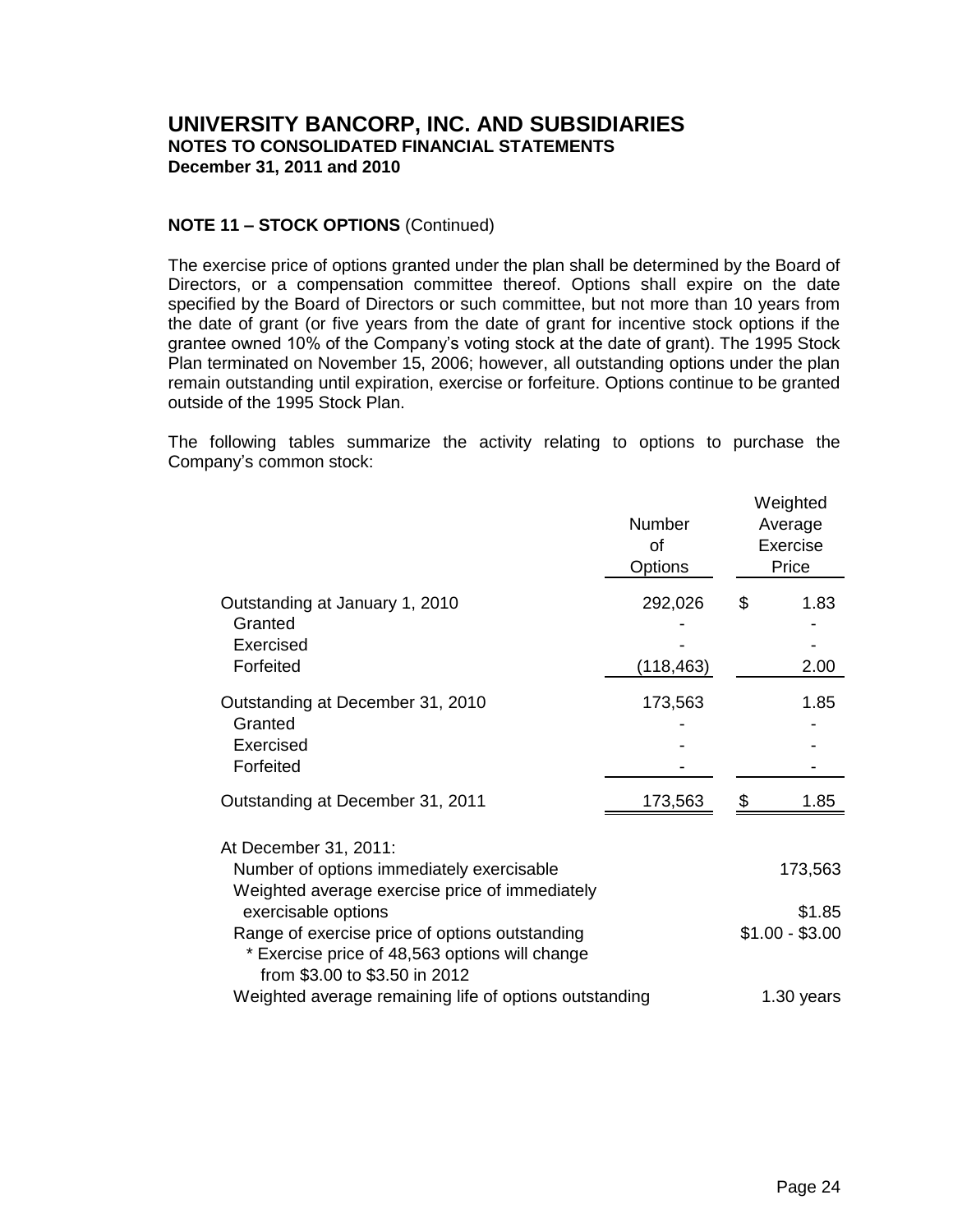# UNIVERSITY BANCORP, INC. AND SUBSIDIARIES
### NOTES TO CONSOLIDATED FINANCIAL STATEMENTS
### December 31, 2011 and 2010

**NOTE 11 – STOCK OPTIONS** (Continued)

The exercise price of options granted under the plan shall be determined by the Board of Directors, or a compensation committee thereof. Options shall expire on the date specified by the Board of Directors or such committee, but not more than 10 years from the date of grant (or five years from the date of grant for incentive stock options if the grantee owned 10% of the Company's voting stock at the date of grant). The 1995 Stock Plan terminated on November 15, 2006; however, all outstanding options under the plan remain outstanding until expiration, exercise or forfeiture. Options continue to be granted outside of the 1995 Stock Plan.

The following tables summarize the activity relating to options to purchase the Company's common stock:

| | Number of Options | Weighted Average Exercise Price |
|---|---|---|
| Outstanding at January 1, 2010 | 292,026 | $ 1.83 |
| Granted | - | - |
| Exercised | - | - |
| Forfeited | (118,463) | 2.00 |
| Outstanding at December 31, 2010 | 173,563 | 1.85 |
| Granted | - | - |
| Exercised | - | - |
| Forfeited | - | - |
| Outstanding at December 31, 2011 | 173,563 | $ 1.85 |

| At December 31, 2011: | |
|---|---|
| Number of options immediately exercisable | 173,563 |
| Weighted average exercise price of immediately exercisable options | $1.85 |
| Range of exercise price of options outstanding | $1.00 - $3.00 |
| * Exercise price of 48,563 options will change from $3.00 to $3.50 in 2012 | |
| Weighted average remaining life of options outstanding | 1.30 years |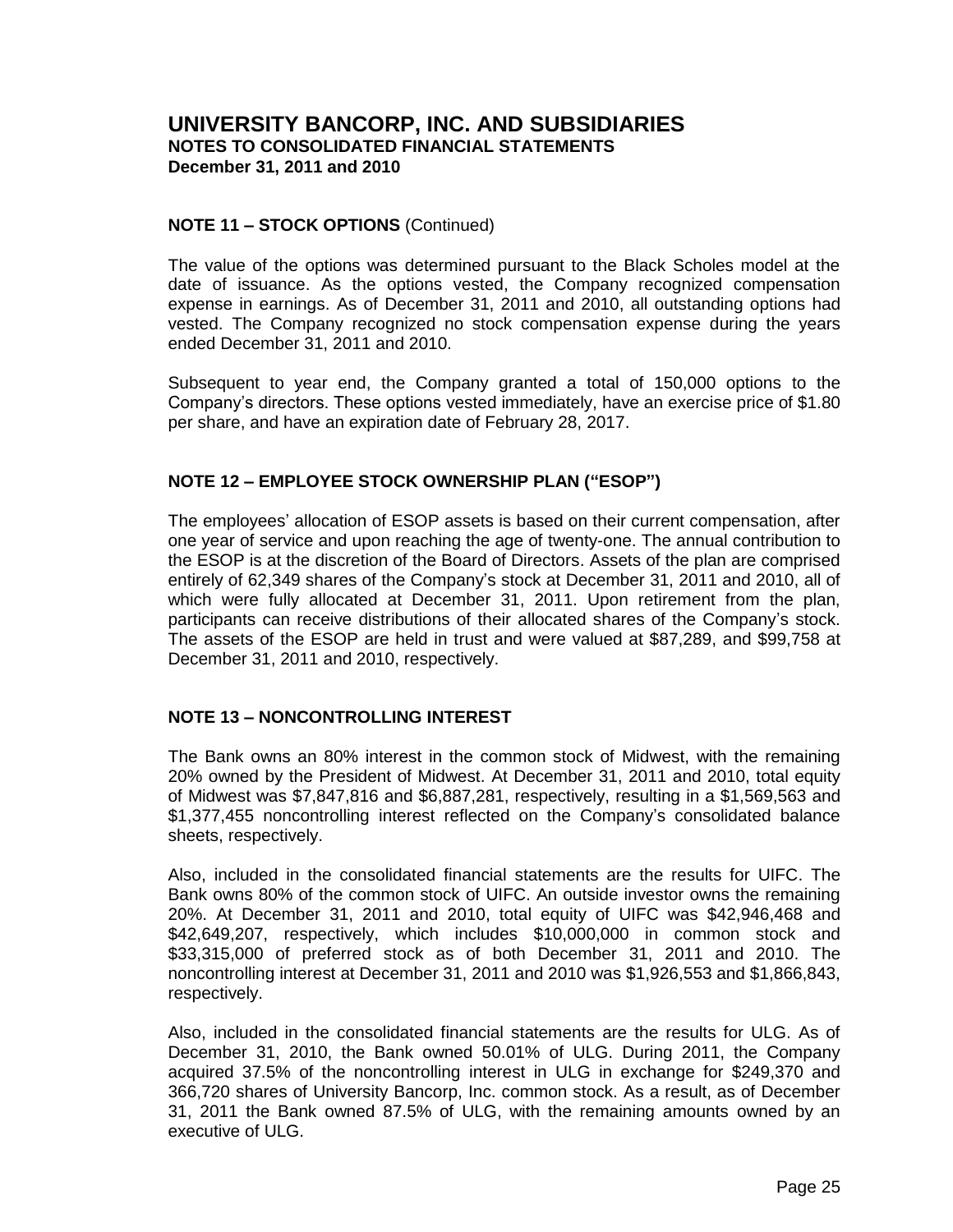# UNIVERSITY BANCORP, INC. AND SUBSIDIARIES
**NOTES TO CONSOLIDATED FINANCIAL STATEMENTS**
**December 31, 2011 and 2010**

## NOTE 11 – STOCK OPTIONS (Continued)

The value of the options was determined pursuant to the Black Scholes model at the date of issuance. As the options vested, the Company recognized compensation expense in earnings. As of December 31, 2011 and 2010, all outstanding options had vested. The Company recognized no stock compensation expense during the years ended December 31, 2011 and 2010.

Subsequent to year end, the Company granted a total of 150,000 options to the Company's directors. These options vested immediately, have an exercise price of $1.80 per share, and have an expiration date of February 28, 2017.

## NOTE 12 – EMPLOYEE STOCK OWNERSHIP PLAN ("ESOP")

The employees' allocation of ESOP assets is based on their current compensation, after one year of service and upon reaching the age of twenty-one. The annual contribution to the ESOP is at the discretion of the Board of Directors. Assets of the plan are comprised entirely of 62,349 shares of the Company's stock at December 31, 2011 and 2010, all of which were fully allocated at December 31, 2011. Upon retirement from the plan, participants can receive distributions of their allocated shares of the Company's stock. The assets of the ESOP are held in trust and were valued at $87,289, and $99,758 at December 31, 2011 and 2010, respectively.

## NOTE 13 – NONCONTROLLING INTEREST

The Bank owns an 80% interest in the common stock of Midwest, with the remaining 20% owned by the President of Midwest. At December 31, 2011 and 2010, total equity of Midwest was $7,847,816 and $6,887,281, respectively, resulting in a $1,569,563 and $1,377,455 noncontrolling interest reflected on the Company's consolidated balance sheets, respectively.

Also, included in the consolidated financial statements are the results for UIFC. The Bank owns 80% of the common stock of UIFC. An outside investor owns the remaining 20%. At December 31, 2011 and 2010, total equity of UIFC was $42,946,468 and $42,649,207, respectively, which includes $10,000,000 in common stock and $33,315,000 of preferred stock as of both December 31, 2011 and 2010. The noncontrolling interest at December 31, 2011 and 2010 was $1,926,553 and $1,866,843, respectively.

Also, included in the consolidated financial statements are the results for ULG. As of December 31, 2010, the Bank owned 50.01% of ULG. During 2011, the Company acquired 37.5% of the noncontrolling interest in ULG in exchange for $249,370 and 366,720 shares of University Bancorp, Inc. common stock. As a result, as of December 31, 2011 the Bank owned 87.5% of ULG, with the remaining amounts owned by an executive of ULG.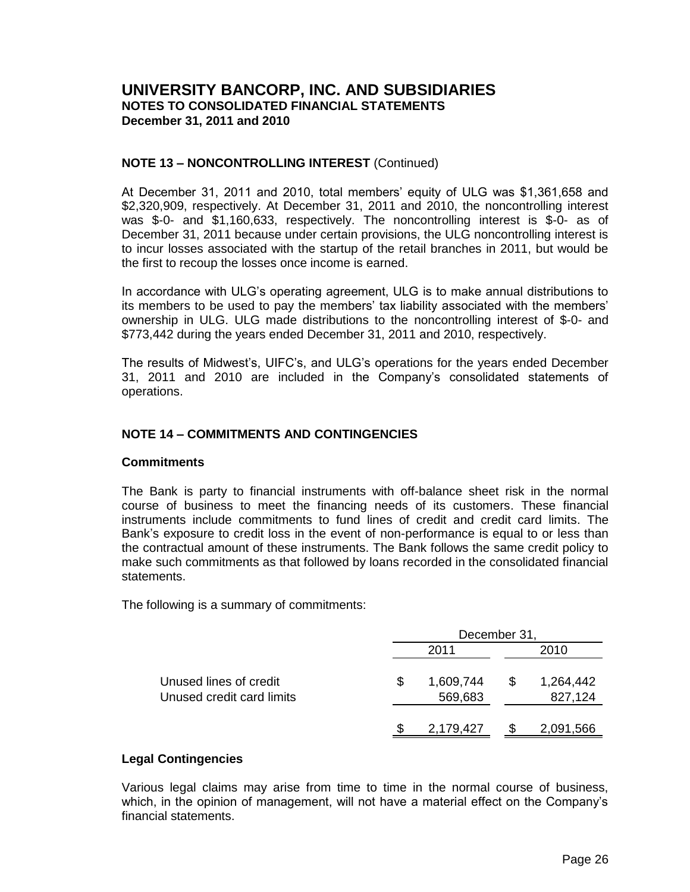# UNIVERSITY BANCORP, INC. AND SUBSIDIARIES
**NOTES TO CONSOLIDATED FINANCIAL STATEMENTS**
**December 31, 2011 and 2010**

**NOTE 13 – NONCONTROLLING INTEREST** (Continued)

At December 31, 2011 and 2010, total members' equity of ULG was $1,361,658 and $2,320,909, respectively. At December 31, 2011 and 2010, the noncontrolling interest was $-0- and $1,160,633, respectively. The noncontrolling interest is $-0- as of December 31, 2011 because under certain provisions, the ULG noncontrolling interest is to incur losses associated with the startup of the retail branches in 2011, but would be the first to recoup the losses once income is earned.

In accordance with ULG's operating agreement, ULG is to make annual distributions to its members to be used to pay the members' tax liability associated with the members' ownership in ULG. ULG made distributions to the noncontrolling interest of $-0- and $773,442 during the years ended December 31, 2011 and 2010, respectively.

The results of Midwest's, UIFC's, and ULG's operations for the years ended December 31, 2011 and 2010 are included in the Company's consolidated statements of operations.

**NOTE 14 – COMMITMENTS AND CONTINGENCIES**

**Commitments**

The Bank is party to financial instruments with off-balance sheet risk in the normal course of business to meet the financing needs of its customers. These financial instruments include commitments to fund lines of credit and credit card limits. The Bank's exposure to credit loss in the event of non-performance is equal to or less than the contractual amount of these instruments. The Bank follows the same credit policy to make such commitments as that followed by loans recorded in the consolidated financial statements.

The following is a summary of commitments:

| | December 31, | |
|---|---|---|
| | 2011 | 2010 |
| Unused lines of credit | $ 1,609,744 | $ 1,264,442 |
| Unused credit card limits | 569,683 | 827,124 |
| | $ 2,179,427 | $ 2,091,566 |

**Legal Contingencies**

Various legal claims may arise from time to time in the normal course of business, which, in the opinion of management, will not have a material effect on the Company's financial statements.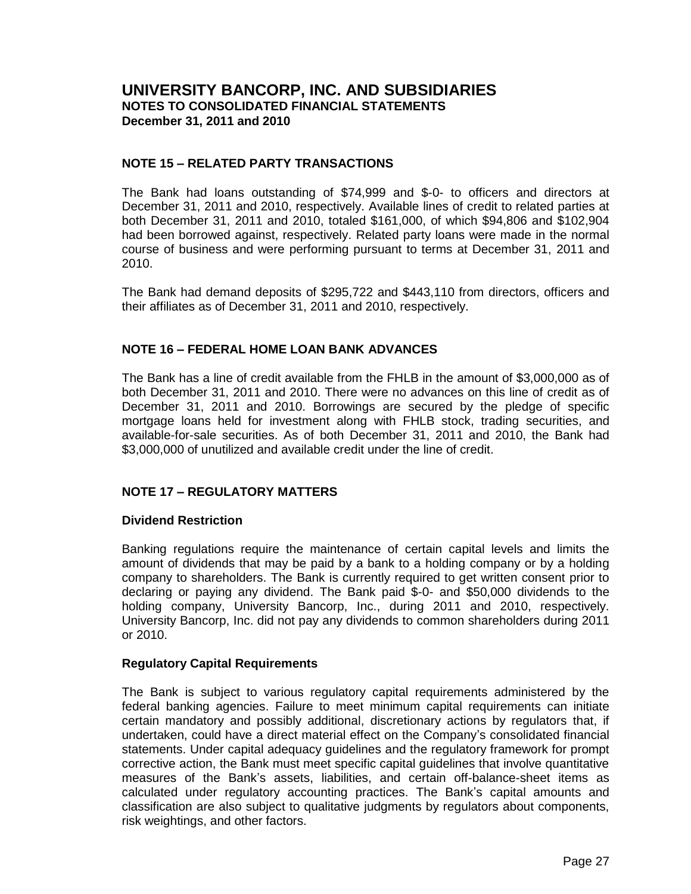# UNIVERSITY BANCORP, INC. AND SUBSIDIARIES
**NOTES TO CONSOLIDATED FINANCIAL STATEMENTS**
**December 31, 2011 and 2010**

## NOTE 15 – RELATED PARTY TRANSACTIONS

The Bank had loans outstanding of $74,999 and $-0- to officers and directors at December 31, 2011 and 2010, respectively. Available lines of credit to related parties at both December 31, 2011 and 2010, totaled $161,000, of which $94,806 and $102,904 had been borrowed against, respectively. Related party loans were made in the normal course of business and were performing pursuant to terms at December 31, 2011 and 2010.

The Bank had demand deposits of $295,722 and $443,110 from directors, officers and their affiliates as of December 31, 2011 and 2010, respectively.

## NOTE 16 – FEDERAL HOME LOAN BANK ADVANCES

The Bank has a line of credit available from the FHLB in the amount of $3,000,000 as of both December 31, 2011 and 2010. There were no advances on this line of credit as of December 31, 2011 and 2010. Borrowings are secured by the pledge of specific mortgage loans held for investment along with FHLB stock, trading securities, and available-for-sale securities. As of both December 31, 2011 and 2010, the Bank had $3,000,000 of unutilized and available credit under the line of credit.

## NOTE 17 – REGULATORY MATTERS

### Dividend Restriction

Banking regulations require the maintenance of certain capital levels and limits the amount of dividends that may be paid by a bank to a holding company or by a holding company to shareholders. The Bank is currently required to get written consent prior to declaring or paying any dividend. The Bank paid $-0- and $50,000 dividends to the holding company, University Bancorp, Inc., during 2011 and 2010, respectively. University Bancorp, Inc. did not pay any dividends to common shareholders during 2011 or 2010.

### Regulatory Capital Requirements

The Bank is subject to various regulatory capital requirements administered by the federal banking agencies. Failure to meet minimum capital requirements can initiate certain mandatory and possibly additional, discretionary actions by regulators that, if undertaken, could have a direct material effect on the Company's consolidated financial statements. Under capital adequacy guidelines and the regulatory framework for prompt corrective action, the Bank must meet specific capital guidelines that involve quantitative measures of the Bank's assets, liabilities, and certain off-balance-sheet items as calculated under regulatory accounting practices. The Bank's capital amounts and classification are also subject to qualitative judgments by regulators about components, risk weightings, and other factors.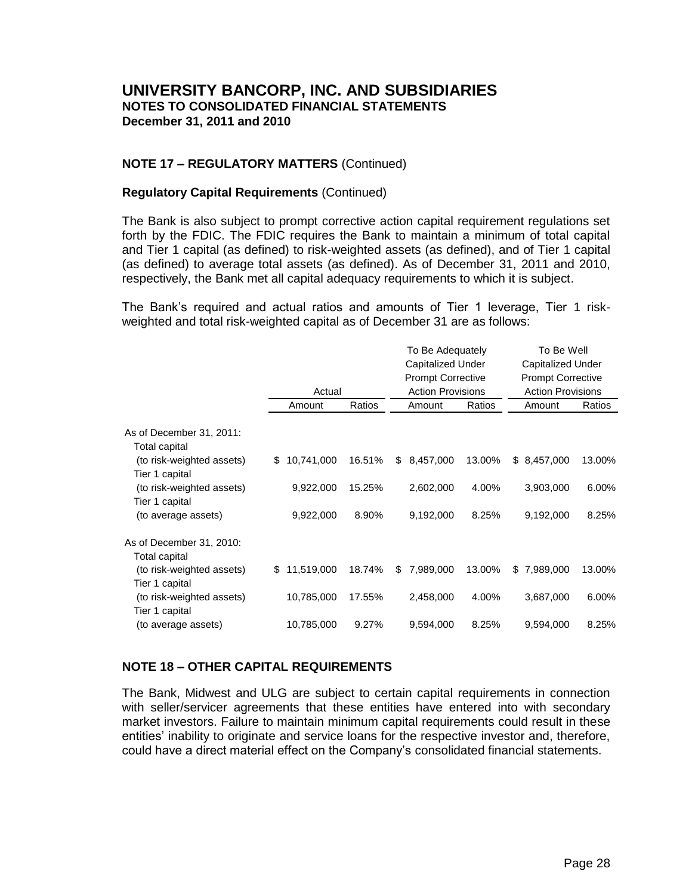# UNIVERSITY BANCORP, INC. AND SUBSIDIARIES
## NOTES TO CONSOLIDATED FINANCIAL STATEMENTS
### December 31, 2011 and 2010

### NOTE 17 – REGULATORY MATTERS (Continued)

**Regulatory Capital Requirements** (Continued)

The Bank is also subject to prompt corrective action capital requirement regulations set forth by the FDIC. The FDIC requires the Bank to maintain a minimum of total capital and Tier 1 capital (as defined) to risk-weighted assets (as defined), and of Tier 1 capital (as defined) to average total assets (as defined). As of December 31, 2011 and 2010, respectively, the Bank met all capital adequacy requirements to which it is subject.

The Bank's required and actual ratios and amounts of Tier 1 leverage, Tier 1 risk-weighted and total risk-weighted capital as of December 31 are as follows:

| | Actual | | To Be Adequately Capitalized Under Prompt Corrective Action Provisions | | To Be Well Capitalized Under Prompt Corrective Action Provisions | |
|---|---|---|---|---|---|---|
| | Amount | Ratios | Amount | Ratios | Amount | Ratios |
| As of December 31, 2011: | | | | | | |
| Total capital (to risk-weighted assets) | $ 10,741,000 | 16.51% | $ 8,457,000 | 13.00% | $ 8,457,000 | 13.00% |
| Tier 1 capital (to risk-weighted assets) | 9,922,000 | 15.25% | 2,602,000 | 4.00% | 3,903,000 | 6.00% |
| Tier 1 capital (to average assets) | 9,922,000 | 8.90% | 9,192,000 | 8.25% | 9,192,000 | 8.25% |
| As of December 31, 2010: | | | | | | |
| Total capital (to risk-weighted assets) | $ 11,519,000 | 18.74% | $ 7,989,000 | 13.00% | $ 7,989,000 | 13.00% |
| Tier 1 capital (to risk-weighted assets) | 10,785,000 | 17.55% | 2,458,000 | 4.00% | 3,687,000 | 6.00% |
| Tier 1 capital (to average assets) | 10,785,000 | 9.27% | 9,594,000 | 8.25% | 9,594,000 | 8.25% |

### NOTE 18 – OTHER CAPITAL REQUIREMENTS

The Bank, Midwest and ULG are subject to certain capital requirements in connection with seller/servicer agreements that these entities have entered into with secondary market investors. Failure to maintain minimum capital requirements could result in these entities' inability to originate and service loans for the respective investor and, therefore, could have a direct material effect on the Company's consolidated financial statements.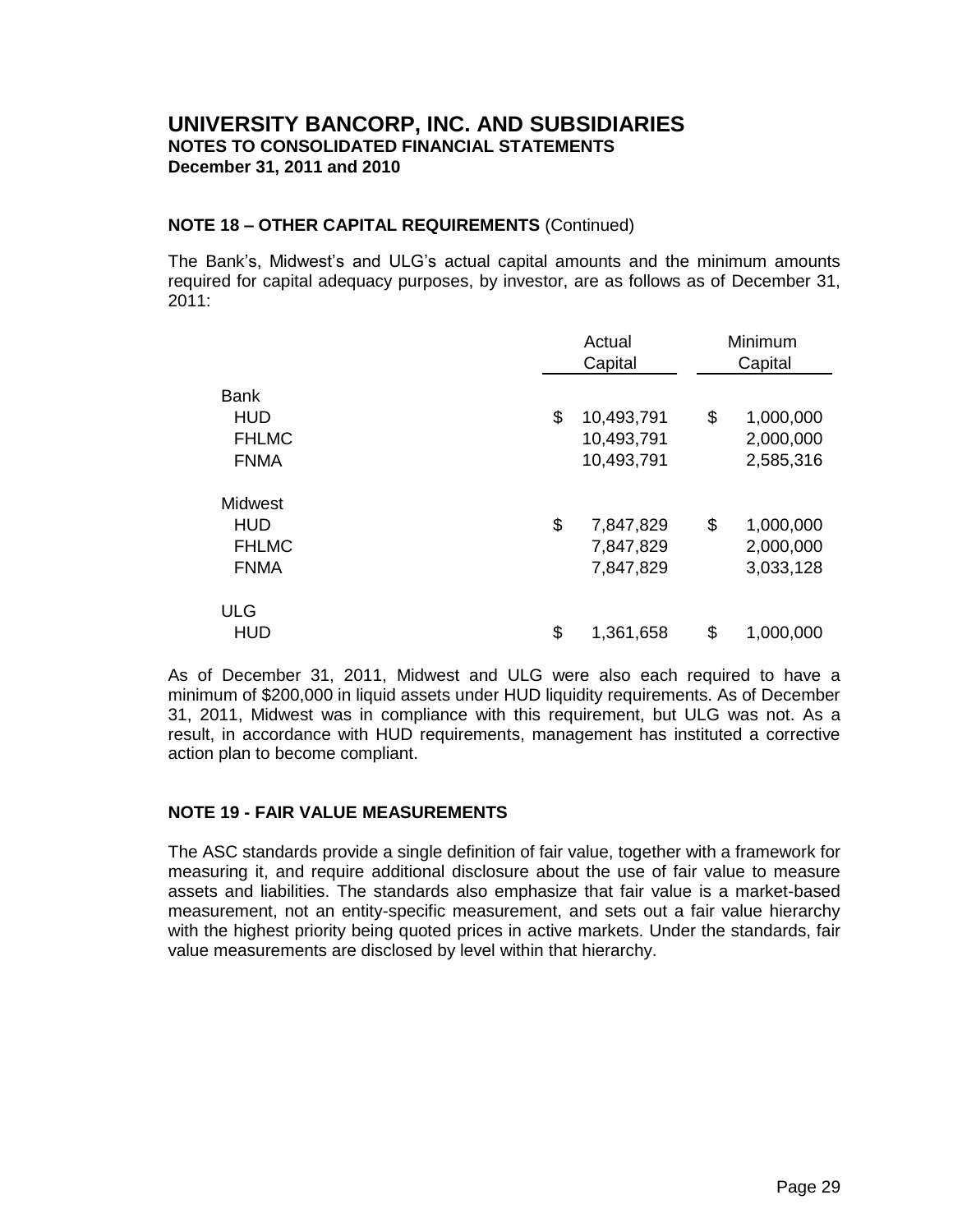# UNIVERSITY BANCORP, INC. AND SUBSIDIARIES
**NOTES TO CONSOLIDATED FINANCIAL STATEMENTS**
**December 31, 2011 and 2010**

**NOTE 18 – OTHER CAPITAL REQUIREMENTS** (Continued)

The Bank's, Midwest's and ULG's actual capital amounts and the minimum amounts required for capital adequacy purposes, by investor, are as follows as of December 31, 2011:

| | Actual Capital | Minimum Capital |
|---|---|---|
| Bank | | |
| HUD | $ 10,493,791 | $ 1,000,000 |
| FHLMC | 10,493,791 | 2,000,000 |
| FNMA | 10,493,791 | 2,585,316 |
| Midwest | | |
| HUD | $ 7,847,829 | $ 1,000,000 |
| FHLMC | 7,847,829 | 2,000,000 |
| FNMA | 7,847,829 | 3,033,128 |
| ULG | | |
| HUD | $ 1,361,658 | $ 1,000,000 |

As of December 31, 2011, Midwest and ULG were also each required to have a minimum of $200,000 in liquid assets under HUD liquidity requirements. As of December 31, 2011, Midwest was in compliance with this requirement, but ULG was not. As a result, in accordance with HUD requirements, management has instituted a corrective action plan to become compliant.

**NOTE 19 - FAIR VALUE MEASUREMENTS**

The ASC standards provide a single definition of fair value, together with a framework for measuring it, and require additional disclosure about the use of fair value to measure assets and liabilities. The standards also emphasize that fair value is a market-based measurement, not an entity-specific measurement, and sets out a fair value hierarchy with the highest priority being quoted prices in active markets. Under the standards, fair value measurements are disclosed by level within that hierarchy.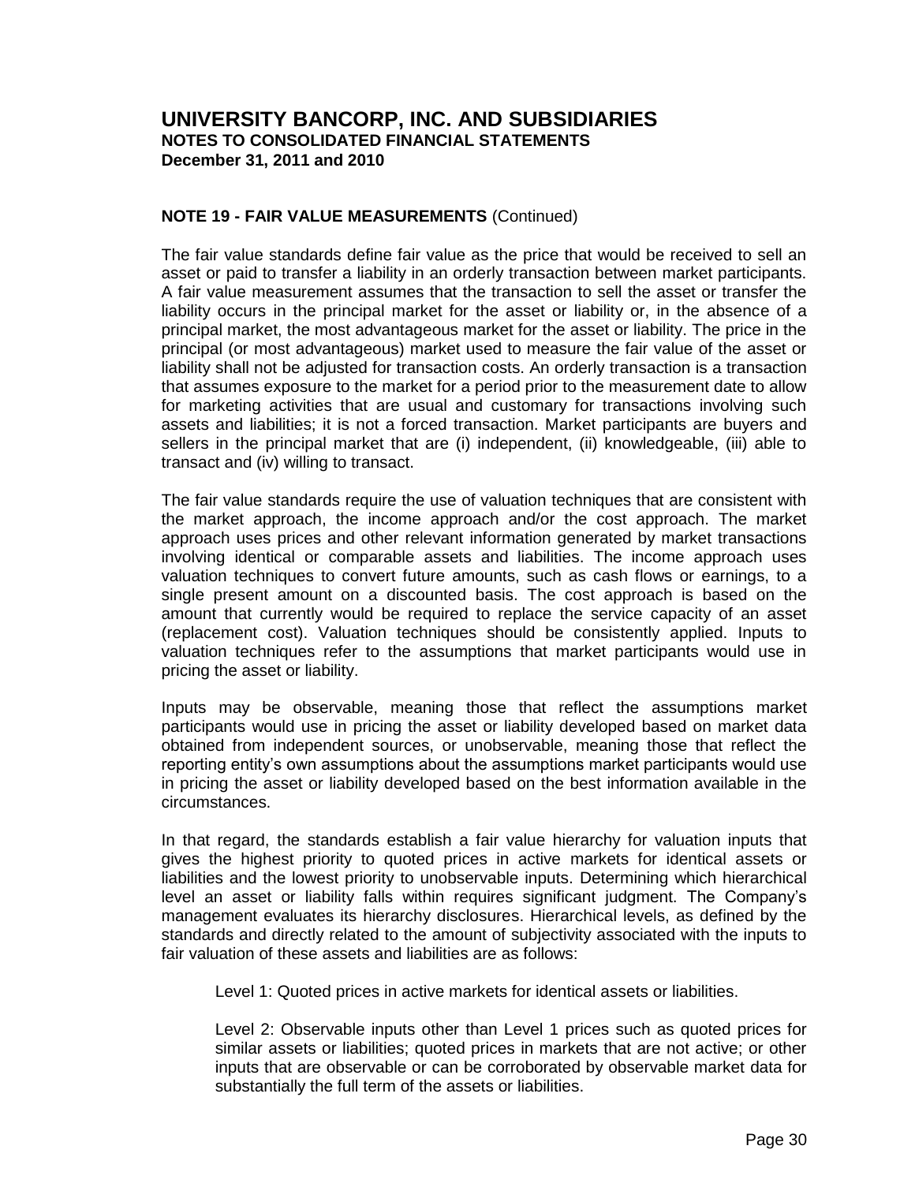# UNIVERSITY BANCORP, INC. AND SUBSIDIARIES
## NOTES TO CONSOLIDATED FINANCIAL STATEMENTS
### December 31, 2011 and 2010

**NOTE 19 - FAIR VALUE MEASUREMENTS** (Continued)

The fair value standards define fair value as the price that would be received to sell an asset or paid to transfer a liability in an orderly transaction between market participants. A fair value measurement assumes that the transaction to sell the asset or transfer the liability occurs in the principal market for the asset or liability or, in the absence of a principal market, the most advantageous market for the asset or liability. The price in the principal (or most advantageous) market used to measure the fair value of the asset or liability shall not be adjusted for transaction costs. An orderly transaction is a transaction that assumes exposure to the market for a period prior to the measurement date to allow for marketing activities that are usual and customary for transactions involving such assets and liabilities; it is not a forced transaction. Market participants are buyers and sellers in the principal market that are (i) independent, (ii) knowledgeable, (iii) able to transact and (iv) willing to transact.

The fair value standards require the use of valuation techniques that are consistent with the market approach, the income approach and/or the cost approach. The market approach uses prices and other relevant information generated by market transactions involving identical or comparable assets and liabilities. The income approach uses valuation techniques to convert future amounts, such as cash flows or earnings, to a single present amount on a discounted basis. The cost approach is based on the amount that currently would be required to replace the service capacity of an asset (replacement cost). Valuation techniques should be consistently applied. Inputs to valuation techniques refer to the assumptions that market participants would use in pricing the asset or liability.

Inputs may be observable, meaning those that reflect the assumptions market participants would use in pricing the asset or liability developed based on market data obtained from independent sources, or unobservable, meaning those that reflect the reporting entity's own assumptions about the assumptions market participants would use in pricing the asset or liability developed based on the best information available in the circumstances.

In that regard, the standards establish a fair value hierarchy for valuation inputs that gives the highest priority to quoted prices in active markets for identical assets or liabilities and the lowest priority to unobservable inputs. Determining which hierarchical level an asset or liability falls within requires significant judgment. The Company's management evaluates its hierarchy disclosures. Hierarchical levels, as defined by the standards and directly related to the amount of subjectivity associated with the inputs to fair valuation of these assets and liabilities are as follows:

> Level 1: Quoted prices in active markets for identical assets or liabilities.
>
> Level 2: Observable inputs other than Level 1 prices such as quoted prices for similar assets or liabilities; quoted prices in markets that are not active; or other inputs that are observable or can be corroborated by observable market data for substantially the full term of the assets or liabilities.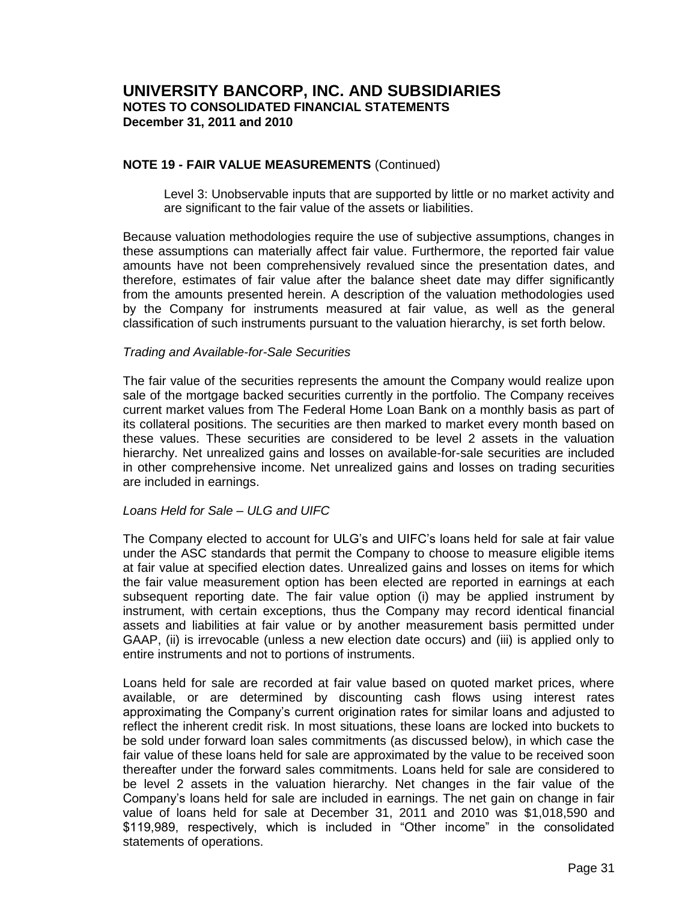# UNIVERSITY BANCORP, INC. AND SUBSIDIARIES

**NOTES TO CONSOLIDATED FINANCIAL STATEMENTS**

**December 31, 2011 and 2010**

**NOTE 19 - FAIR VALUE MEASUREMENTS** (Continued)

Level 3: Unobservable inputs that are supported by little or no market activity and are significant to the fair value of the assets or liabilities.

Because valuation methodologies require the use of subjective assumptions, changes in these assumptions can materially affect fair value. Furthermore, the reported fair value amounts have not been comprehensively revalued since the presentation dates, and therefore, estimates of fair value after the balance sheet date may differ significantly from the amounts presented herein. A description of the valuation methodologies used by the Company for instruments measured at fair value, as well as the general classification of such instruments pursuant to the valuation hierarchy, is set forth below.

*Trading and Available-for-Sale Securities*

The fair value of the securities represents the amount the Company would realize upon sale of the mortgage backed securities currently in the portfolio. The Company receives current market values from The Federal Home Loan Bank on a monthly basis as part of its collateral positions. The securities are then marked to market every month based on these values. These securities are considered to be level 2 assets in the valuation hierarchy. Net unrealized gains and losses on available-for-sale securities are included in other comprehensive income. Net unrealized gains and losses on trading securities are included in earnings.

*Loans Held for Sale – ULG and UIFC*

The Company elected to account for ULG's and UIFC's loans held for sale at fair value under the ASC standards that permit the Company to choose to measure eligible items at fair value at specified election dates. Unrealized gains and losses on items for which the fair value measurement option has been elected are reported in earnings at each subsequent reporting date. The fair value option (i) may be applied instrument by instrument, with certain exceptions, thus the Company may record identical financial assets and liabilities at fair value or by another measurement basis permitted under GAAP, (ii) is irrevocable (unless a new election date occurs) and (iii) is applied only to entire instruments and not to portions of instruments.

Loans held for sale are recorded at fair value based on quoted market prices, where available, or are determined by discounting cash flows using interest rates approximating the Company's current origination rates for similar loans and adjusted to reflect the inherent credit risk. In most situations, these loans are locked into buckets to be sold under forward loan sales commitments (as discussed below), in which case the fair value of these loans held for sale are approximated by the value to be received soon thereafter under the forward sales commitments. Loans held for sale are considered to be level 2 assets in the valuation hierarchy. Net changes in the fair value of the Company's loans held for sale are included in earnings. The net gain on change in fair value of loans held for sale at December 31, 2011 and 2010 was $1,018,590 and $119,989, respectively, which is included in "Other income" in the consolidated statements of operations.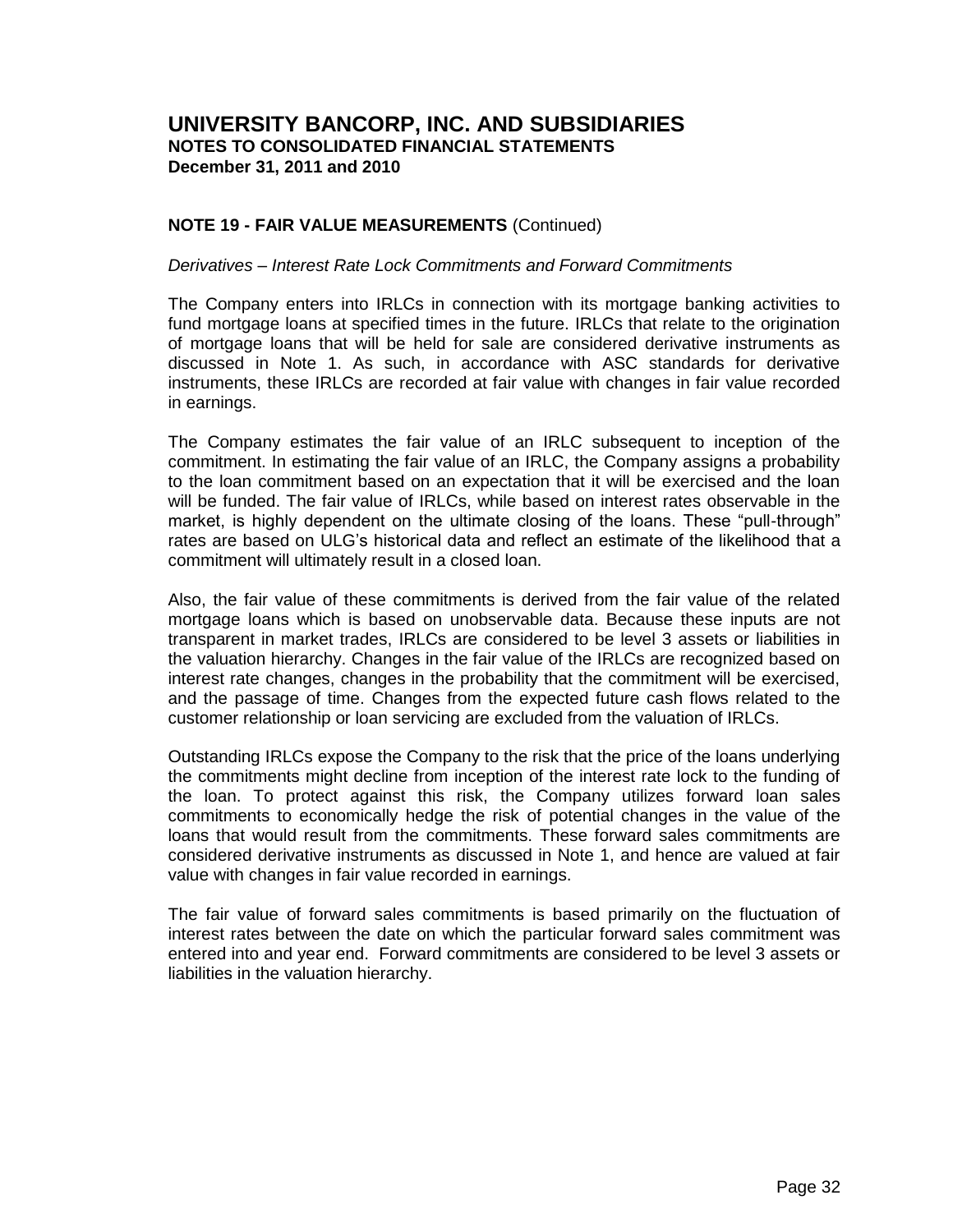# UNIVERSITY BANCORP, INC. AND SUBSIDIARIES
**NOTES TO CONSOLIDATED FINANCIAL STATEMENTS**
**December 31, 2011 and 2010**

**NOTE 19 - FAIR VALUE MEASUREMENTS** (Continued)

*Derivatives – Interest Rate Lock Commitments and Forward Commitments*

The Company enters into IRLCs in connection with its mortgage banking activities to fund mortgage loans at specified times in the future. IRLCs that relate to the origination of mortgage loans that will be held for sale are considered derivative instruments as discussed in Note 1. As such, in accordance with ASC standards for derivative instruments, these IRLCs are recorded at fair value with changes in fair value recorded in earnings.

The Company estimates the fair value of an IRLC subsequent to inception of the commitment. In estimating the fair value of an IRLC, the Company assigns a probability to the loan commitment based on an expectation that it will be exercised and the loan will be funded. The fair value of IRLCs, while based on interest rates observable in the market, is highly dependent on the ultimate closing of the loans. These "pull-through" rates are based on ULG's historical data and reflect an estimate of the likelihood that a commitment will ultimately result in a closed loan.

Also, the fair value of these commitments is derived from the fair value of the related mortgage loans which is based on unobservable data. Because these inputs are not transparent in market trades, IRLCs are considered to be level 3 assets or liabilities in the valuation hierarchy. Changes in the fair value of the IRLCs are recognized based on interest rate changes, changes in the probability that the commitment will be exercised, and the passage of time. Changes from the expected future cash flows related to the customer relationship or loan servicing are excluded from the valuation of IRLCs.

Outstanding IRLCs expose the Company to the risk that the price of the loans underlying the commitments might decline from inception of the interest rate lock to the funding of the loan. To protect against this risk, the Company utilizes forward loan sales commitments to economically hedge the risk of potential changes in the value of the loans that would result from the commitments. These forward sales commitments are considered derivative instruments as discussed in Note 1, and hence are valued at fair value with changes in fair value recorded in earnings.

The fair value of forward sales commitments is based primarily on the fluctuation of interest rates between the date on which the particular forward sales commitment was entered into and year end. Forward commitments are considered to be level 3 assets or liabilities in the valuation hierarchy.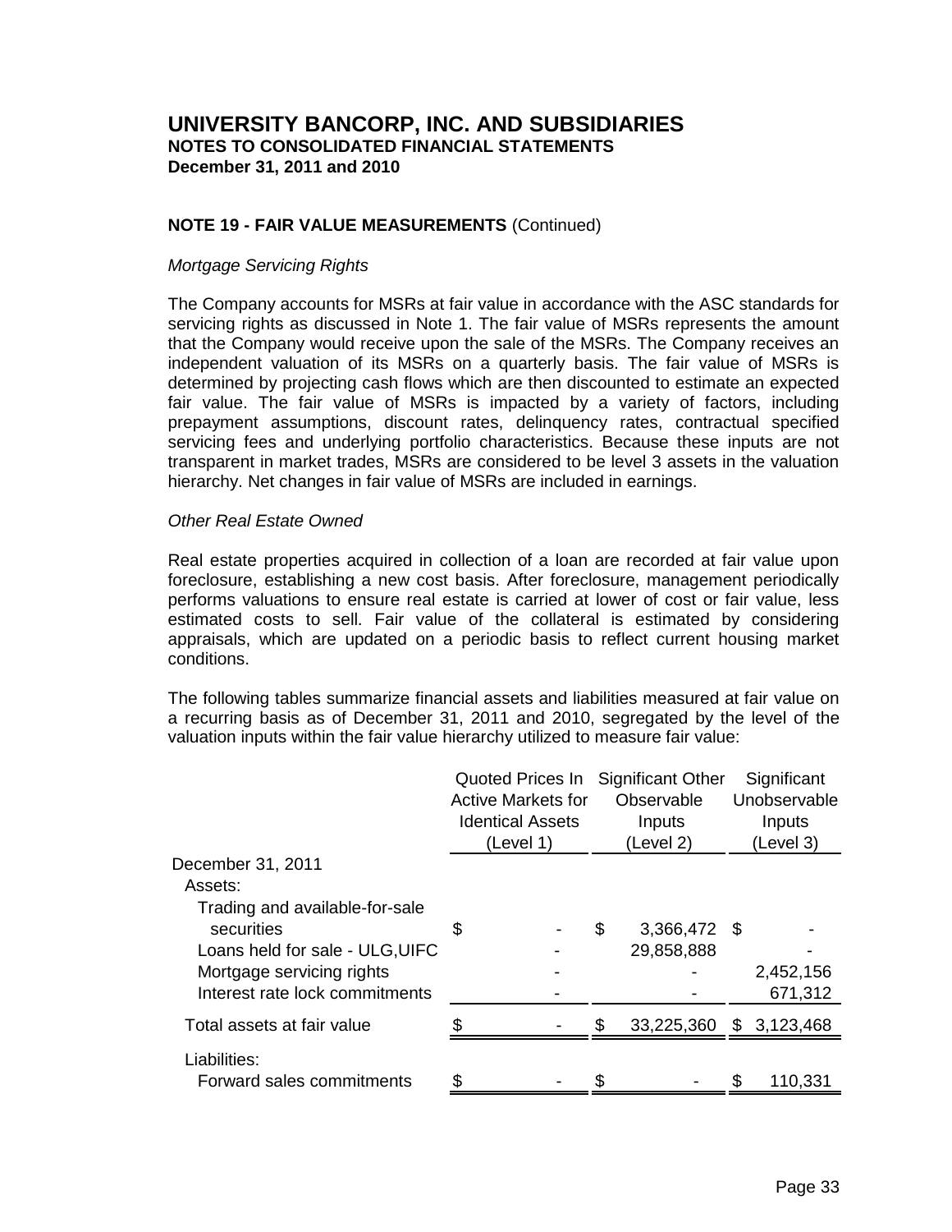# UNIVERSITY BANCORP, INC. AND SUBSIDIARIES
**NOTES TO CONSOLIDATED FINANCIAL STATEMENTS**
**December 31, 2011 and 2010**

**NOTE 19 - FAIR VALUE MEASUREMENTS** (Continued)

*Mortgage Servicing Rights*

The Company accounts for MSRs at fair value in accordance with the ASC standards for servicing rights as discussed in Note 1. The fair value of MSRs represents the amount that the Company would receive upon the sale of the MSRs. The Company receives an independent valuation of its MSRs on a quarterly basis. The fair value of MSRs is determined by projecting cash flows which are then discounted to estimate an expected fair value. The fair value of MSRs is impacted by a variety of factors, including prepayment assumptions, discount rates, delinquency rates, contractual specified servicing fees and underlying portfolio characteristics. Because these inputs are not transparent in market trades, MSRs are considered to be level 3 assets in the valuation hierarchy. Net changes in fair value of MSRs are included in earnings.

*Other Real Estate Owned*

Real estate properties acquired in collection of a loan are recorded at fair value upon foreclosure, establishing a new cost basis. After foreclosure, management periodically performs valuations to ensure real estate is carried at lower of cost or fair value, less estimated costs to sell. Fair value of the collateral is estimated by considering appraisals, which are updated on a periodic basis to reflect current housing market conditions.

The following tables summarize financial assets and liabilities measured at fair value on a recurring basis as of December 31, 2011 and 2010, segregated by the level of the valuation inputs within the fair value hierarchy utilized to measure fair value:

| | Quoted Prices In Active Markets for Identical Assets (Level 1) | Significant Other Observable Inputs (Level 2) | Significant Unobservable Inputs (Level 3) |
|---|---|---|---|
| December 31, 2011 | | | |
| Assets: | | | |
| Trading and available-for-sale securities | $ - | $ 3,366,472 | $ - |
| Loans held for sale - ULG,UIFC | - | 29,858,888 | - |
| Mortgage servicing rights | - | - | 2,452,156 |
| Interest rate lock commitments | - | - | 671,312 |
| Total assets at fair value | $ - | $ 33,225,360 | $ 3,123,468 |
| Liabilities: | | | |
| Forward sales commitments | $ - | $ - | $ 110,331 |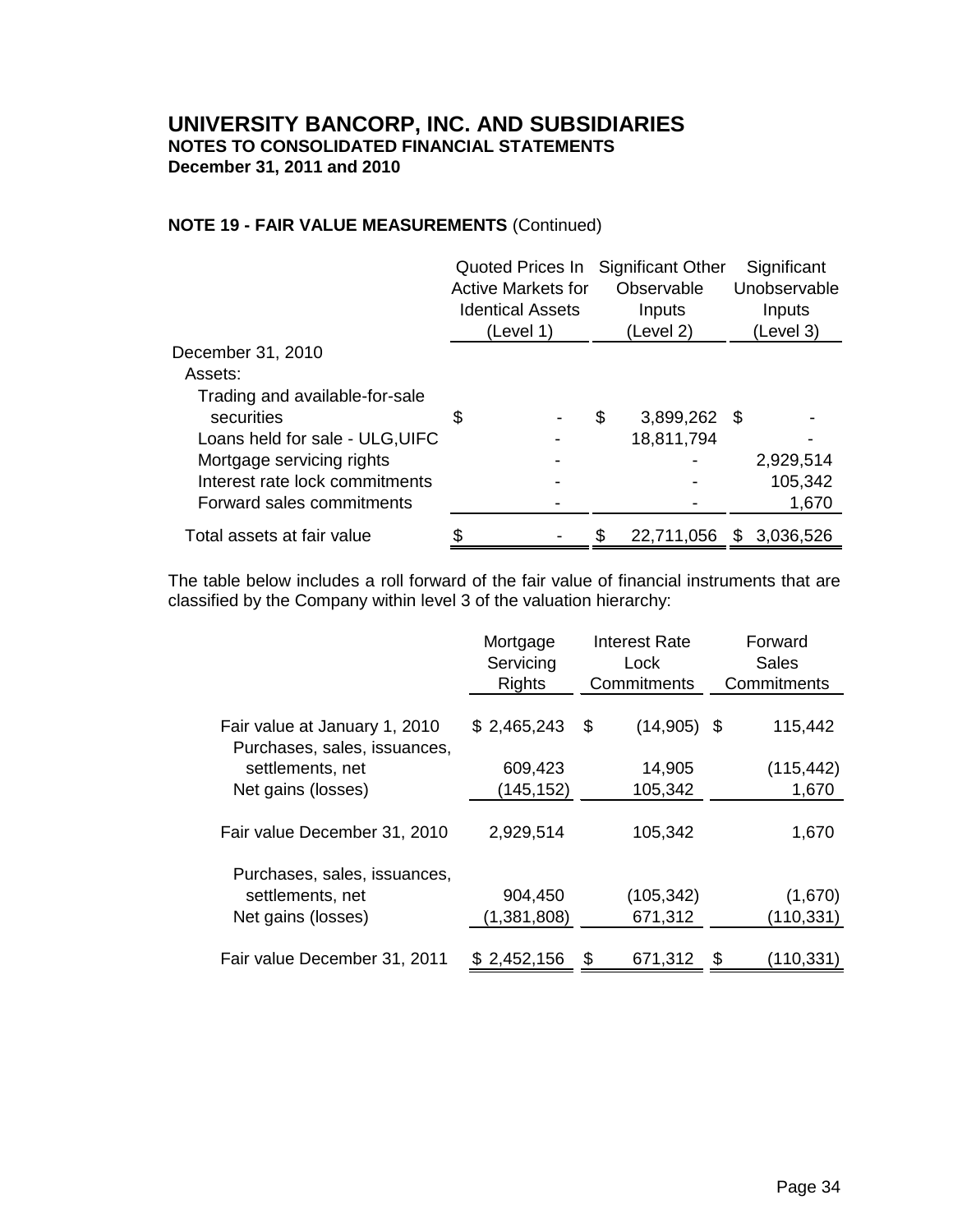# UNIVERSITY BANCORP, INC. AND SUBSIDIARIES

**NOTES TO CONSOLIDATED FINANCIAL STATEMENTS**

**December 31, 2011 and 2010**

**NOTE 19 - FAIR VALUE MEASUREMENTS** (Continued)

| | Quoted Prices In Active Markets for Identical Assets (Level 1) | Significant Other Observable Inputs (Level 2) | Significant Unobservable Inputs (Level 3) |
|---|---|---|---|
| December 31, 2010 | | | |
| Assets: | | | |
| Trading and available-for-sale securities | $ - | $ 3,899,262 | $ - |
| Loans held for sale - ULG,UIFC | - | 18,811,794 | - |
| Mortgage servicing rights | - | - | 2,929,514 |
| Interest rate lock commitments | - | - | 105,342 |
| Forward sales commitments | - | - | 1,670 |
| Total assets at fair value | $ - | $ 22,711,056 | $ 3,036,526 |

The table below includes a roll forward of the fair value of financial instruments that are classified by the Company within level 3 of the valuation hierarchy:

| | Mortgage Servicing Rights | Interest Rate Lock Commitments | Forward Sales Commitments |
|---|---|---|---|
| Fair value at January 1, 2010 | $ 2,465,243 | $ (14,905) | $ 115,442 |
| Purchases, sales, issuances, settlements, net | 609,423 | 14,905 | (115,442) |
| Net gains (losses) | (145,152) | 105,342 | 1,670 |
| Fair value December 31, 2010 | 2,929,514 | 105,342 | 1,670 |
| Purchases, sales, issuances, settlements, net | 904,450 | (105,342) | (1,670) |
| Net gains (losses) | (1,381,808) | 671,312 | (110,331) |
| Fair value December 31, 2011 | $ 2,452,156 | $ 671,312 | $ (110,331) |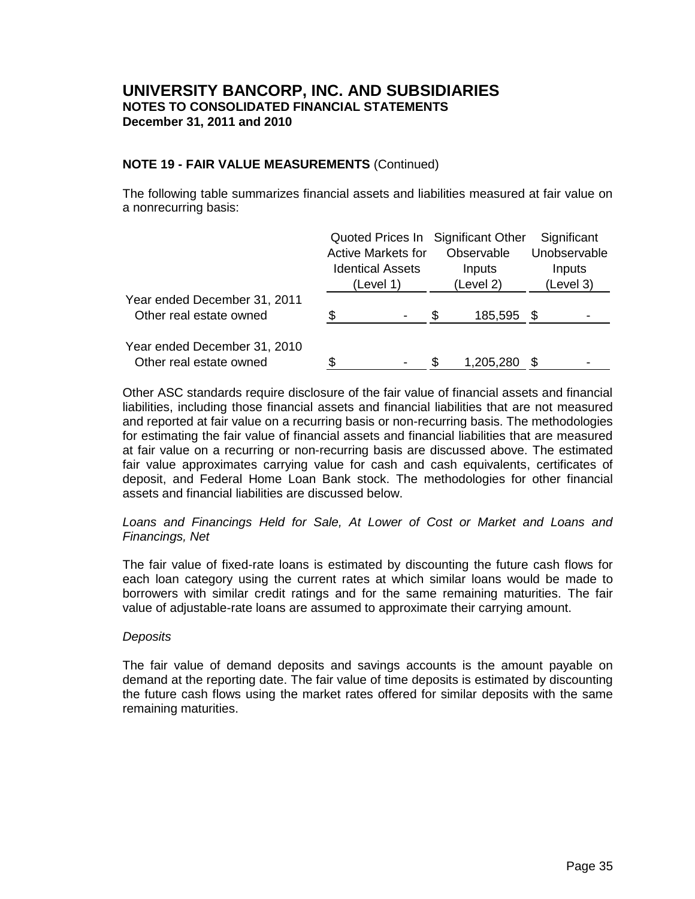# UNIVERSITY BANCORP, INC. AND SUBSIDIARIES
**NOTES TO CONSOLIDATED FINANCIAL STATEMENTS**
**December 31, 2011 and 2010**

**NOTE 19 - FAIR VALUE MEASUREMENTS** (Continued)

The following table summarizes financial assets and liabilities measured at fair value on a nonrecurring basis:

| | Quoted Prices In Active Markets for Identical Assets (Level 1) | Significant Other Observable Inputs (Level 2) | Significant Unobservable Inputs (Level 3) |
|---|---|---|---|
| Year ended December 31, 2011 | | | |
| Other real estate owned | $ - | $ 185,595 | $ - |
| Year ended December 31, 2010 | | | |
| Other real estate owned | $ - | $ 1,205,280 | $ - |

Other ASC standards require disclosure of the fair value of financial assets and financial liabilities, including those financial assets and financial liabilities that are not measured and reported at fair value on a recurring basis or non-recurring basis. The methodologies for estimating the fair value of financial assets and financial liabilities that are measured at fair value on a recurring or non-recurring basis are discussed above. The estimated fair value approximates carrying value for cash and cash equivalents, certificates of deposit, and Federal Home Loan Bank stock. The methodologies for other financial assets and financial liabilities are discussed below.

*Loans and Financings Held for Sale, At Lower of Cost or Market and Loans and Financings, Net*

The fair value of fixed-rate loans is estimated by discounting the future cash flows for each loan category using the current rates at which similar loans would be made to borrowers with similar credit ratings and for the same remaining maturities. The fair value of adjustable-rate loans are assumed to approximate their carrying amount.

*Deposits*

The fair value of demand deposits and savings accounts is the amount payable on demand at the reporting date. The fair value of time deposits is estimated by discounting the future cash flows using the market rates offered for similar deposits with the same remaining maturities.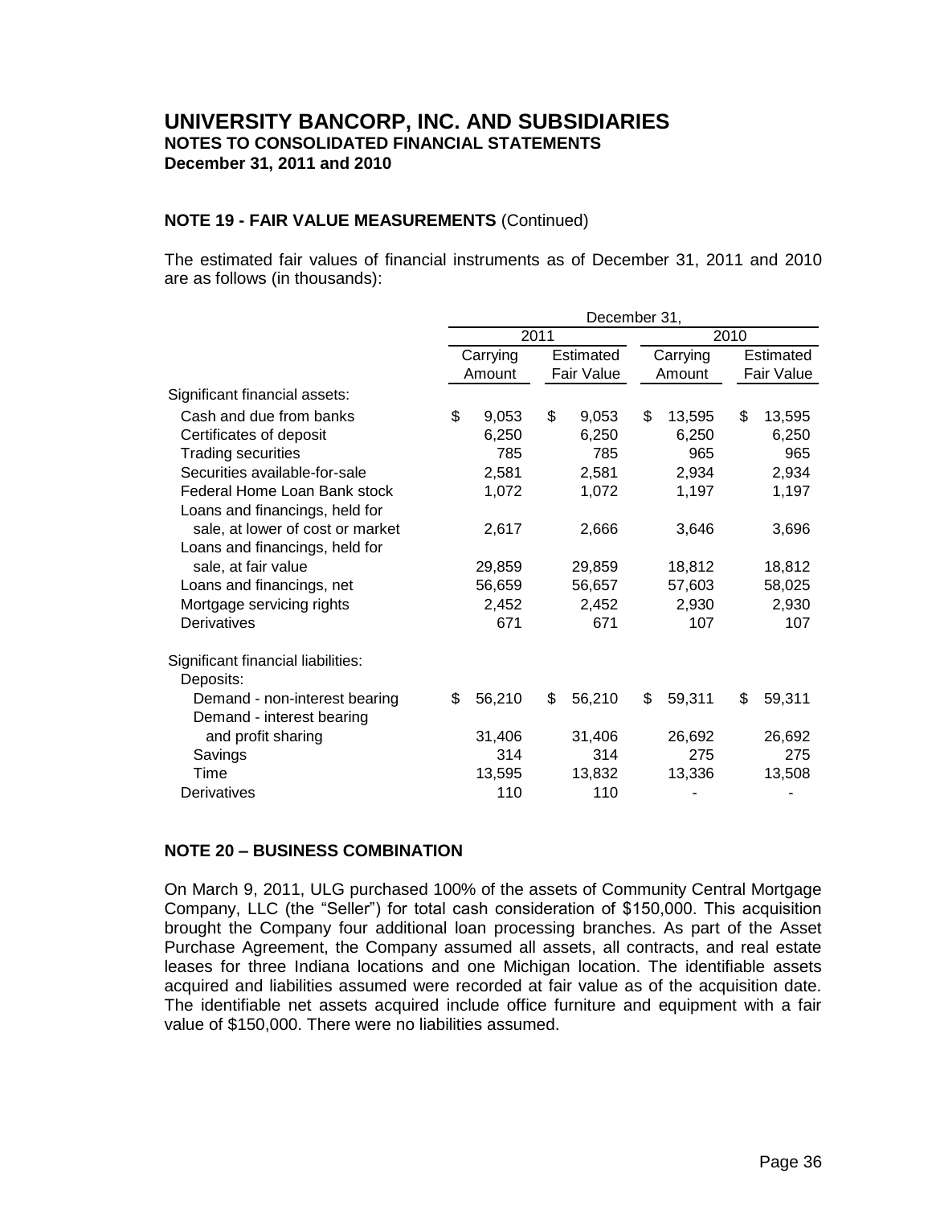# UNIVERSITY BANCORP, INC. AND SUBSIDIARIES
## NOTES TO CONSOLIDATED FINANCIAL STATEMENTS
## December 31, 2011 and 2010

### NOTE 19 - FAIR VALUE MEASUREMENTS (Continued)

The estimated fair values of financial instruments as of December 31, 2011 and 2010 are as follows (in thousands):

| | December 31, | | | |
|---|---|---|---|---|
| | 2011 | | 2010 | |
| | Carrying Amount | Estimated Fair Value | Carrying Amount | Estimated Fair Value |
| Significant financial assets: | | | | |
| Cash and due from banks | $ 9,053 | $ 9,053 | $ 13,595 | $ 13,595 |
| Certificates of deposit | 6,250 | 6,250 | 6,250 | 6,250 |
| Trading securities | 785 | 785 | 965 | 965 |
| Securities available-for-sale | 2,581 | 2,581 | 2,934 | 2,934 |
| Federal Home Loan Bank stock | 1,072 | 1,072 | 1,197 | 1,197 |
| Loans and financings, held for sale, at lower of cost or market | 2,617 | 2,666 | 3,646 | 3,696 |
| Loans and financings, held for sale, at fair value | 29,859 | 29,859 | 18,812 | 18,812 |
| Loans and financings, net | 56,659 | 56,657 | 57,603 | 58,025 |
| Mortgage servicing rights | 2,452 | 2,452 | 2,930 | 2,930 |
| Derivatives | 671 | 671 | 107 | 107 |
| Significant financial liabilities: | | | | |
| Deposits: | | | | |
| Demand - non-interest bearing | $ 56,210 | $ 56,210 | $ 59,311 | $ 59,311 |
| Demand - interest bearing and profit sharing | 31,406 | 31,406 | 26,692 | 26,692 |
| Savings | 314 | 314 | 275 | 275 |
| Time | 13,595 | 13,832 | 13,336 | 13,508 |
| Derivatives | 110 | 110 | - | - |

### NOTE 20 – BUSINESS COMBINATION

On March 9, 2011, ULG purchased 100% of the assets of Community Central Mortgage Company, LLC (the "Seller") for total cash consideration of $150,000. This acquisition brought the Company four additional loan processing branches. As part of the Asset Purchase Agreement, the Company assumed all assets, all contracts, and real estate leases for three Indiana locations and one Michigan location. The identifiable assets acquired and liabilities assumed were recorded at fair value as of the acquisition date. The identifiable net assets acquired include office furniture and equipment with a fair value of $150,000. There were no liabilities assumed.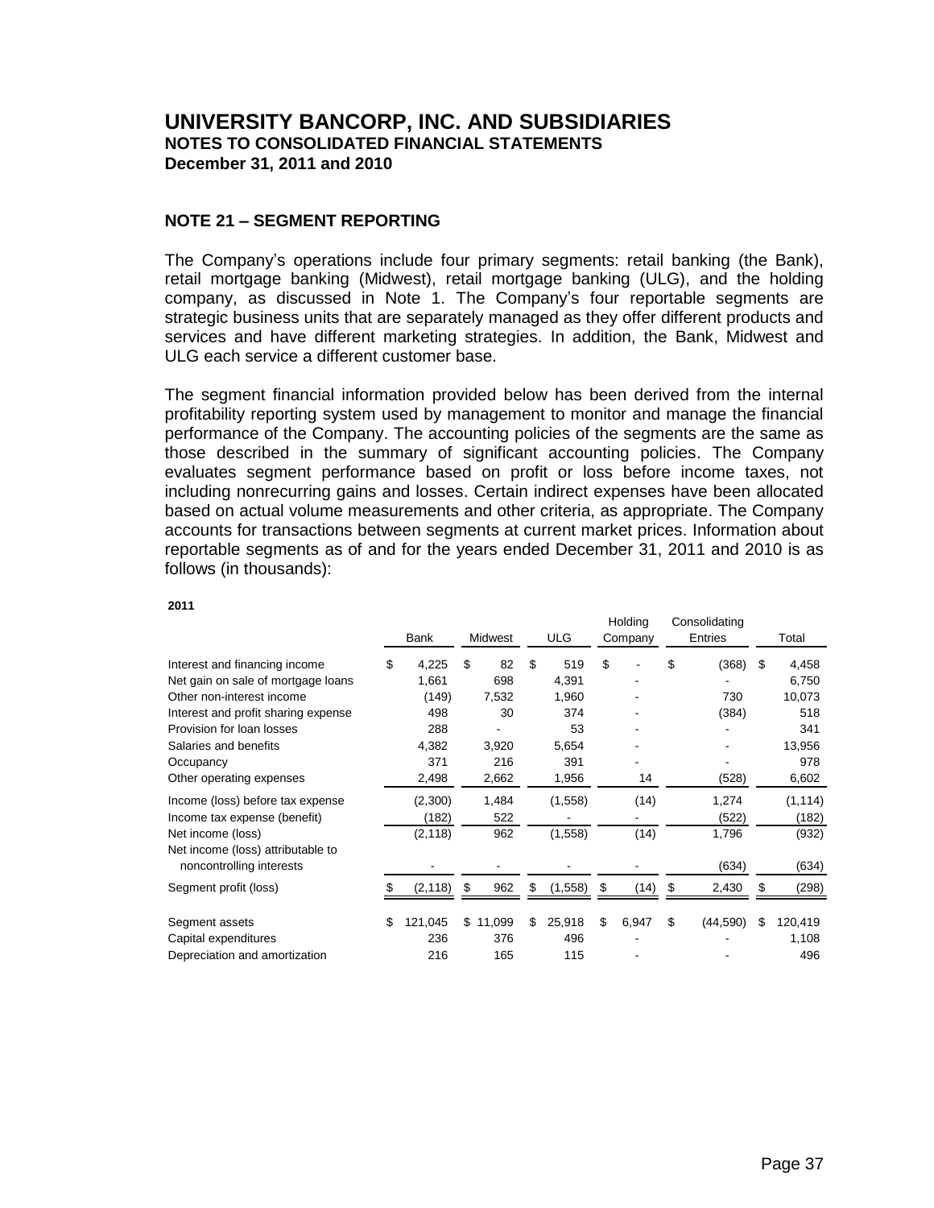# UNIVERSITY BANCORP, INC. AND SUBSIDIARIES
## NOTES TO CONSOLIDATED FINANCIAL STATEMENTS
### December 31, 2011 and 2010

### NOTE 21 – SEGMENT REPORTING

The Company's operations include four primary segments: retail banking (the Bank), retail mortgage banking (Midwest), retail mortgage banking (ULG), and the holding company, as discussed in Note 1. The Company's four reportable segments are strategic business units that are separately managed as they offer different products and services and have different marketing strategies. In addition, the Bank, Midwest and ULG each service a different customer base.

The segment financial information provided below has been derived from the internal profitability reporting system used by management to monitor and manage the financial performance of the Company. The accounting policies of the segments are the same as those described in the summary of significant accounting policies. The Company evaluates segment performance based on profit or loss before income taxes, not including nonrecurring gains and losses. Certain indirect expenses have been allocated based on actual volume measurements and other criteria, as appropriate. The Company accounts for transactions between segments at current market prices. Information about reportable segments as of and for the years ended December 31, 2011 and 2010 is as follows (in thousands):

**2011**

| | Bank | Midwest | ULG | Holding Company | Consolidating Entries | Total |
|---|---|---|---|---|---|---|
| Interest and financing income | $ 4,225 | $ 82 | $ 519 | $ - | $ (368) | $ 4,458 |
| Net gain on sale of mortgage loans | 1,661 | 698 | 4,391 | - | - | 6,750 |
| Other non-interest income | (149) | 7,532 | 1,960 | - | 730 | 10,073 |
| Interest and profit sharing expense | 498 | 30 | 374 | - | (384) | 518 |
| Provision for loan losses | 288 | - | 53 | - | - | 341 |
| Salaries and benefits | 4,382 | 3,920 | 5,654 | - | - | 13,956 |
| Occupancy | 371 | 216 | 391 | - | - | 978 |
| Other operating expenses | 2,498 | 2,662 | 1,956 | 14 | (528) | 6,602 |
| Income (loss) before tax expense | (2,300) | 1,484 | (1,558) | (14) | 1,274 | (1,114) |
| Income tax expense (benefit) | (182) | 522 | - | - | (522) | (182) |
| Net income (loss) | (2,118) | 962 | (1,558) | (14) | 1,796 | (932) |
| Net income (loss) attributable to noncontrolling interests | - | - | - | - | (634) | (634) |
| Segment profit (loss) | $ (2,118) | $ 962 | $ (1,558) | $ (14) | $ 2,430 | $ (298) |
| Segment assets | $ 121,045 | $ 11,099 | $ 25,918 | $ 6,947 | $ (44,590) | $ 120,419 |
| Capital expenditures | 236 | 376 | 496 | - | - | 1,108 |
| Depreciation and amortization | 216 | 165 | 115 | - | - | 496 |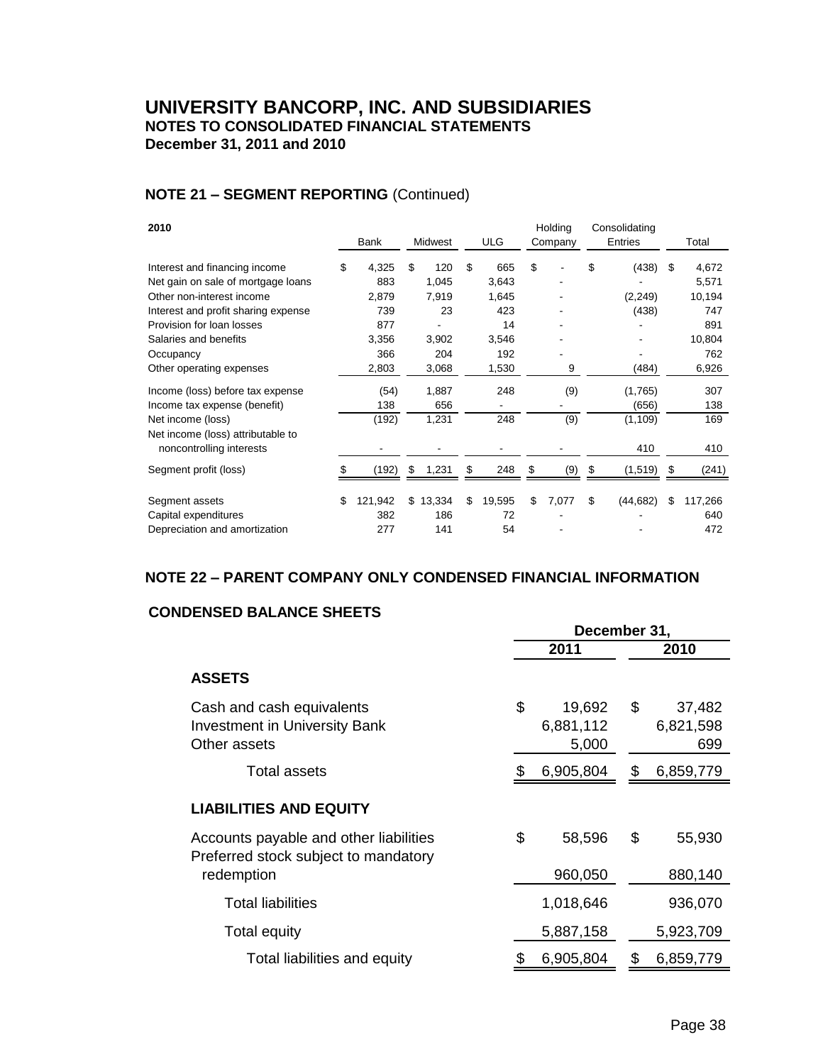# UNIVERSITY BANCORP, INC. AND SUBSIDIARIES
## NOTES TO CONSOLIDATED FINANCIAL STATEMENTS
## December 31, 2011 and 2010

### NOTE 21 – SEGMENT REPORTING (Continued)

| 2010 | Bank | Midwest | ULG | Holding Company | Consolidating Entries | Total |
|---|---|---|---|---|---|---|
| Interest and financing income | $ 4,325 | $ 120 | $ 665 | $ - | $ (438) | $ 4,672 |
| Net gain on sale of mortgage loans | 883 | 1,045 | 3,643 | - | - | 5,571 |
| Other non-interest income | 2,879 | 7,919 | 1,645 | - | (2,249) | 10,194 |
| Interest and profit sharing expense | 739 | 23 | 423 | - | (438) | 747 |
| Provision for loan losses | 877 | - | 14 | - | - | 891 |
| Salaries and benefits | 3,356 | 3,902 | 3,546 | - | - | 10,804 |
| Occupancy | 366 | 204 | 192 | - | - | 762 |
| Other operating expenses | 2,803 | 3,068 | 1,530 | 9 | (484) | 6,926 |
| Income (loss) before tax expense | (54) | 1,887 | 248 | (9) | (1,765) | 307 |
| Income tax expense (benefit) | 138 | 656 | - | - | (656) | 138 |
| Net income (loss) | (192) | 1,231 | 248 | (9) | (1,109) | 169 |
| Net income (loss) attributable to noncontrolling interests | - | - | - | - | 410 | 410 |
| Segment profit (loss) | $ (192) | $ 1,231 | $ 248 | $ (9) | $ (1,519) | $ (241) |
| Segment assets | $ 121,942 | $ 13,334 | $ 19,595 | $ 7,077 | $ (44,682) | $ 117,266 |
| Capital expenditures | 382 | 186 | 72 | - | - | 640 |
| Depreciation and amortization | 277 | 141 | 54 | - | - | 472 |

### NOTE 22 – PARENT COMPANY ONLY CONDENSED FINANCIAL INFORMATION

#### CONDENSED BALANCE SHEETS

| | December 31, | |
|---|---|---|
| | 2011 | 2010 |
| **ASSETS** | | |
| Cash and cash equivalents | $ 19,692 | $ 37,482 |
| Investment in University Bank | 6,881,112 | 6,821,598 |
| Other assets | 5,000 | 699 |
| Total assets | $ 6,905,804 | $ 6,859,779 |
| **LIABILITIES AND EQUITY** | | |
| Accounts payable and other liabilities | $ 58,596 | $ 55,930 |
| Preferred stock subject to mandatory redemption | 960,050 | 880,140 |
| Total liabilities | 1,018,646 | 936,070 |
| Total equity | 5,887,158 | 5,923,709 |
| Total liabilities and equity | $ 6,905,804 | $ 6,859,779 |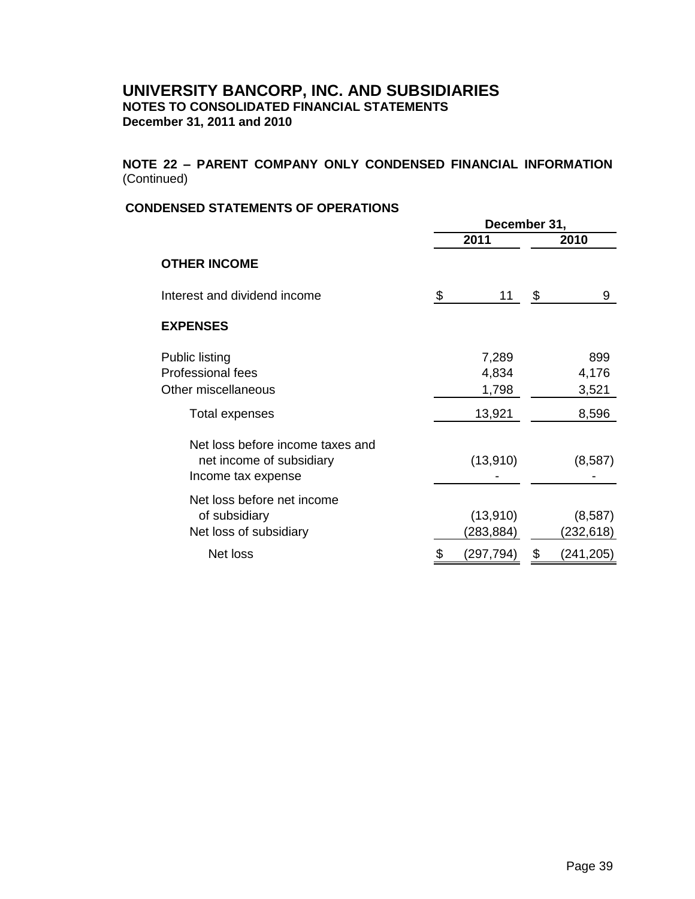# UNIVERSITY BANCORP, INC. AND SUBSIDIARIES
**NOTES TO CONSOLIDATED FINANCIAL STATEMENTS**
**December 31, 2011 and 2010**

**NOTE 22 – PARENT COMPANY ONLY CONDENSED FINANCIAL INFORMATION** (Continued)

**CONDENSED STATEMENTS OF OPERATIONS**

| | December 31, | |
|---|---|---|
| | **2011** | **2010** |
| **OTHER INCOME** | | |
| Interest and dividend income | $ 11 | $ 9 |
| **EXPENSES** | | |
| Public listing | 7,289 | 899 |
| Professional fees | 4,834 | 4,176 |
| Other miscellaneous | 1,798 | 3,521 |
| Total expenses | 13,921 | 8,596 |
| Net loss before income taxes and net income of subsidiary | (13,910) | (8,587) |
| Income tax expense | - | - |
| Net loss before net income of subsidiary | (13,910) | (8,587) |
| Net loss of subsidiary | (283,884) | (232,618) |
| Net loss | $ (297,794) | $ (241,205) |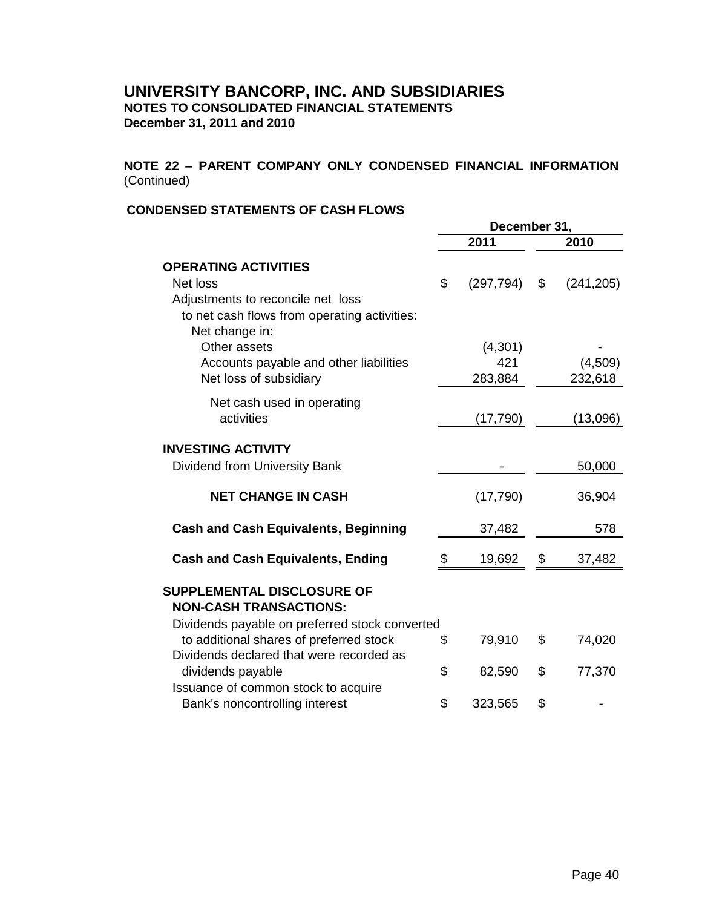# UNIVERSITY BANCORP, INC. AND SUBSIDIARIES

**NOTES TO CONSOLIDATED FINANCIAL STATEMENTS**
**December 31, 2011 and 2010**

**NOTE 22 – PARENT COMPANY ONLY CONDENSED FINANCIAL INFORMATION** (Continued)

**CONDENSED STATEMENTS OF CASH FLOWS**

| | December 31, 2011 | December 31, 2010 |
|---|---|---|
| **OPERATING ACTIVITIES** | | |
| Net loss | $ (297,794) | $ (241,205) |
| Adjustments to reconcile net loss to net cash flows from operating activities: | | |
| Net change in: | | |
| Other assets | (4,301) | - |
| Accounts payable and other liabilities | 421 | (4,509) |
| Net loss of subsidiary | 283,884 | 232,618 |
| Net cash used in operating activities | (17,790) | (13,096) |
| **INVESTING ACTIVITY** | | |
| Dividend from University Bank | - | 50,000 |
| **NET CHANGE IN CASH** | (17,790) | 36,904 |
| **Cash and Cash Equivalents, Beginning** | 37,482 | 578 |
| **Cash and Cash Equivalents, Ending** | $ 19,692 | $ 37,482 |
| **SUPPLEMENTAL DISCLOSURE OF NON-CASH TRANSACTIONS:** | | |
| Dividends payable on preferred stock converted to additional shares of preferred stock | $ 79,910 | $ 74,020 |
| Dividends declared that were recorded as dividends payable | $ 82,590 | $ 77,370 |
| Issuance of common stock to acquire Bank's noncontrolling interest | $ 323,565 | $ - |